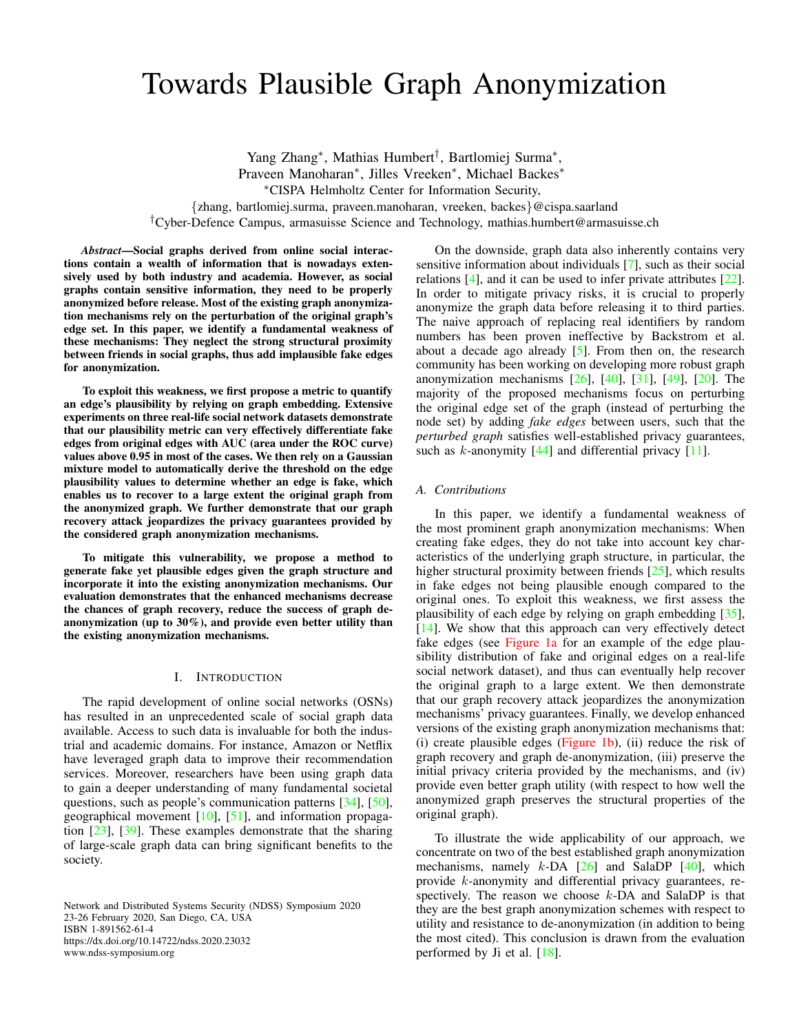# Towards Plausible Graph Anonymization

Yang Zhang*, Mathias Humbert†, Bartlomiej Surma*, Praveen Manoharan*, Jilles Vreeken*, Michael Backes*

*CISPA Helmholtz Center for Information Security, {zhang, bartlomiej.surma, praveen.manoharan, vreeken, backes}@cispa.saarland

†Cyber-Defence Campus, armasuisse Science and Technology, mathias.humbert@armasuisse.ch

***Abstract*—Social graphs derived from online social interactions contain a wealth of information that is nowadays extensively used by both industry and academia. However, as social graphs contain sensitive information, they need to be properly anonymized before release. Most of the existing graph anonymization mechanisms rely on the perturbation of the original graph's edge set. In this paper, we identify a fundamental weakness of these mechanisms: They neglect the strong structural proximity between friends in social graphs, thus add implausible fake edges for anonymization.**

**To exploit this weakness, we first propose a metric to quantify an edge's plausibility by relying on graph embedding. Extensive experiments on three real-life social network datasets demonstrate that our plausibility metric can very effectively differentiate fake edges from original edges with AUC (area under the ROC curve) values above 0.95 in most of the cases. We then rely on a Gaussian mixture model to automatically derive the threshold on the edge plausibility values to determine whether an edge is fake, which enables us to recover to a large extent the original graph from the anonymized graph. We further demonstrate that our graph recovery attack jeopardizes the privacy guarantees provided by the considered graph anonymization mechanisms.**

**To mitigate this vulnerability, we propose a method to generate fake yet plausible edges given the graph structure and incorporate it into the existing anonymization mechanisms. Our evaluation demonstrates that the enhanced mechanisms decrease the chances of graph recovery, reduce the success of graph de-anonymization (up to 30%), and provide even better utility than the existing anonymization mechanisms.**

## I. Introduction

The rapid development of online social networks (OSNs) has resulted in an unprecedented scale of social graph data available. Access to such data is invaluable for both the industrial and academic domains. For instance, Amazon or Netflix have leveraged graph data to improve their recommendation services. Moreover, researchers have been using graph data to gain a deeper understanding of many fundamental societal questions, such as people's communication patterns [34], [50], geographical movement [10], [51], and information propagation [23], [39]. These examples demonstrate that the sharing of large-scale graph data can bring significant benefits to the society.

On the downside, graph data also inherently contains very sensitive information about individuals [7], such as their social relations [4], and it can be used to infer private attributes [22]. In order to mitigate privacy risks, it is crucial to properly anonymize the graph data before releasing it to third parties. The naive approach of replacing real identifiers by random numbers has been proven ineffective by Backstrom et al. about a decade ago already [5]. From then on, the research community has been working on developing more robust graph anonymization mechanisms [26], [40], [31], [49], [20]. The majority of the proposed mechanisms focus on perturbing the original edge set of the graph (instead of perturbing the node set) by adding *fake edges* between users, such that the *perturbed graph* satisfies well-established privacy guarantees, such as $k$-anonymity [44] and differential privacy [11].

### A. Contributions

In this paper, we identify a fundamental weakness of the most prominent graph anonymization mechanisms: When creating fake edges, they do not take into account key characteristics of the underlying graph structure, in particular, the higher structural proximity between friends [25], which results in fake edges not being plausible enough compared to the original ones. To exploit this weakness, we first assess the plausibility of each edge by relying on graph embedding [35], [14]. We show that this approach can very effectively detect fake edges (see Figure 1a for an example of the edge plausibility distribution of fake and original edges on a real-life social network dataset), and thus can eventually help recover the original graph to a large extent. We then demonstrate that our graph recovery attack jeopardizes the anonymization mechanisms' privacy guarantees. Finally, we develop enhanced versions of the existing graph anonymization mechanisms that: (i) create plausible edges (Figure 1b), (ii) reduce the risk of graph recovery and graph de-anonymization, (iii) preserve the initial privacy criteria provided by the mechanisms, and (iv) provide even better graph utility (with respect to how well the anonymized graph preserves the structural properties of the original graph).

To illustrate the wide applicability of our approach, we concentrate on two of the best established graph anonymization mechanisms, namely $k$-DA [26] and SalaDP [40], which provide $k$-anonymity and differential privacy guarantees, respectively. The reason we choose $k$-DA and SalaDP is that they are the best graph anonymization schemes with respect to utility and resistance to de-anonymization (in addition to being the most cited). This conclusion is drawn from the evaluation performed by Ji et al. [18].

Network and Distributed Systems Security (NDSS) Symposium 2020
23-26 February 2020, San Diego, CA, USA
ISBN 1-891562-61-4
https://dx.doi.org/10.14722/ndss.2020.23032
www.ndss-symposium.org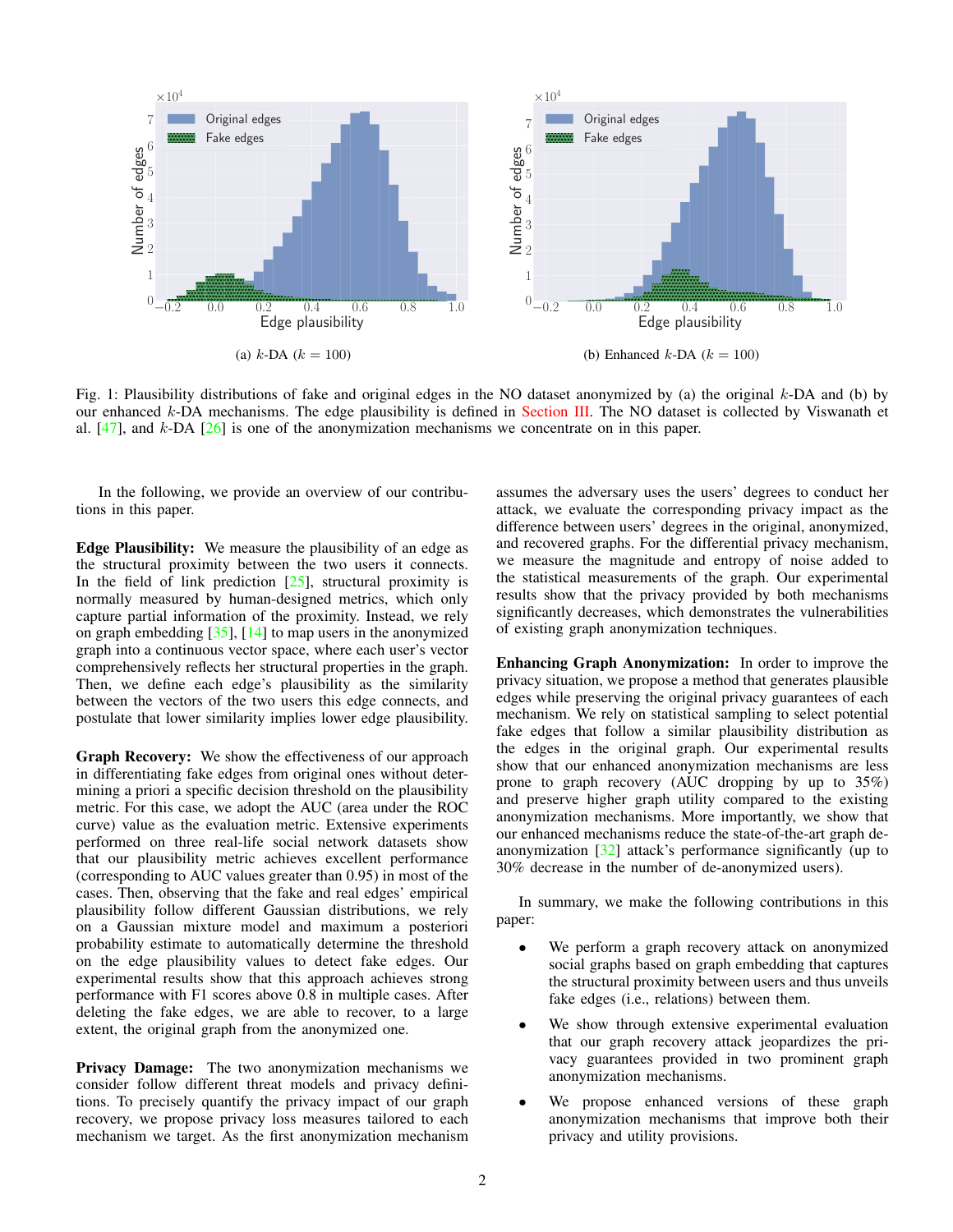(a) $k$-DA ($k = 100$)

(b) Enhanced $k$-DA ($k = 100$)

Fig. 1: Plausibility distributions of fake and original edges in the NO dataset anonymized by (a) the original $k$-DA and (b) by our enhanced $k$-DA mechanisms. The edge plausibility is defined in Section III. The NO dataset is collected by Viswanath et al. [47], and $k$-DA [26] is one of the anonymization mechanisms we concentrate on in this paper.

In the following, we provide an overview of our contributions in this paper.

**Edge Plausibility:** We measure the plausibility of an edge as the structural proximity between the two users it connects. In the field of link prediction [25], structural proximity is normally measured by human-designed metrics, which only capture partial information of the proximity. Instead, we rely on graph embedding [35], [14] to map users in the anonymized graph into a continuous vector space, where each user's vector comprehensively reflects her structural properties in the graph. Then, we define each edge's plausibility as the similarity between the vectors of the two users this edge connects, and postulate that lower similarity implies lower edge plausibility.

**Graph Recovery:** We show the effectiveness of our approach in differentiating fake edges from original ones without determining a priori a specific decision threshold on the plausibility metric. For this case, we adopt the AUC (area under the ROC curve) value as the evaluation metric. Extensive experiments performed on three real-life social network datasets show that our plausibility metric achieves excellent performance (corresponding to AUC values greater than 0.95) in most of the cases. Then, observing that the fake and real edges' empirical plausibility follow different Gaussian distributions, we rely on a Gaussian mixture model and maximum a posteriori probability estimate to automatically determine the threshold on the edge plausibility values to detect fake edges. Our experimental results show that this approach achieves strong performance with F1 scores above 0.8 in multiple cases. After deleting the fake edges, we are able to recover, to a large extent, the original graph from the anonymized one.

**Privacy Damage:** The two anonymization mechanisms we consider follow different threat models and privacy definitions. To precisely quantify the privacy impact of our graph recovery, we propose privacy loss measures tailored to each mechanism we target. As the first anonymization mechanism assumes the adversary uses the users' degrees to conduct her attack, we evaluate the corresponding privacy impact as the difference between users' degrees in the original, anonymized, and recovered graphs. For the differential privacy mechanism, we measure the magnitude and entropy of noise added to the statistical measurements of the graph. Our experimental results show that the privacy provided by both mechanisms significantly decreases, which demonstrates the vulnerabilities of existing graph anonymization techniques.

**Enhancing Graph Anonymization:** In order to improve the privacy situation, we propose a method that generates plausible edges while preserving the original privacy guarantees of each mechanism. We rely on statistical sampling to select potential fake edges that follow a similar plausibility distribution as the edges in the original graph. Our experimental results show that our enhanced anonymization mechanisms are less prone to graph recovery (AUC dropping by up to 35%) and preserve higher graph utility compared to the existing anonymization mechanisms. More importantly, we show that our enhanced mechanisms reduce the state-of-the-art graph de-anonymization [32] attack's performance significantly (up to 30% decrease in the number of de-anonymized users).

In summary, we make the following contributions in this paper:

- We perform a graph recovery attack on anonymized social graphs based on graph embedding that captures the structural proximity between users and thus unveils fake edges (i.e., relations) between them.
- We show through extensive experimental evaluation that our graph recovery attack jeopardizes the privacy guarantees provided in two prominent graph anonymization mechanisms.
- We propose enhanced versions of these graph anonymization mechanisms that improve both their privacy and utility provisions.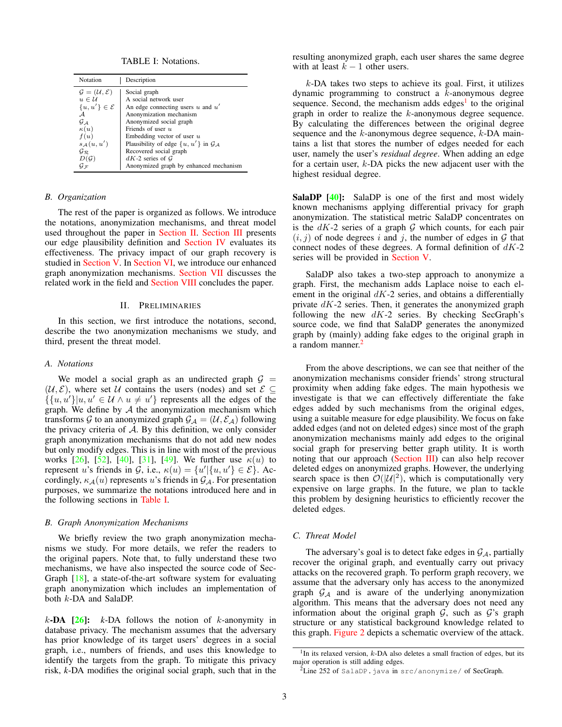TABLE I: Notations.

| Notation | Description |
|---|---|
| $\mathcal{G} = (\mathcal{U}, \mathcal{E})$ | Social graph |
| $u \in \mathcal{U}$ | A social network user |
| $\{u, u'\} \in \mathcal{E}$ | An edge connecting users $u$ and $u'$ |
| $\mathcal{A}$ | Anonymization mechanism |
| $\mathcal{G}_{\mathcal{A}}$ | Anonymized social graph |
| $\kappa(u)$ | Friends of user $u$ |
| $f(u)$ | Embedding vector of user $u$ |
| $s_{\mathcal{A}}(u, u')$ | Plausibility of edge $\{u, u'\}$ in $\mathcal{G}_{\mathcal{A}}$ |
| $\mathcal{G}_{\mathcal{R}}$ | Recovered social graph |
| $D(\mathcal{G})$ | $dK$-2 series of $\mathcal{G}$ |
| $\mathcal{G}_{\mathcal{F}}$ | Anonymized graph by enhanced mechanism |

### B. Organization

The rest of the paper is organized as follows. We introduce the notations, anonymization mechanisms, and threat model used throughout the paper in Section II. Section III presents our edge plausibility definition and Section IV evaluates its effectiveness. The privacy impact of our graph recovery is studied in Section V. In Section VI, we introduce our enhanced graph anonymization mechanisms. Section VII discusses the related work in the field and Section VIII concludes the paper.

## II. Preliminaries

In this section, we first introduce the notations, second, describe the two anonymization mechanisms we study, and third, present the threat model.

### A. Notations

We model a social graph as an undirected graph $\mathcal{G} = (\mathcal{U}, \mathcal{E})$, where set $\mathcal{U}$ contains the users (nodes) and set $\mathcal{E} \subseteq \{\{u, u'\} | u, u' \in \mathcal{U} \wedge u \neq u'\}$ represents all the edges of the graph. We define by $\mathcal{A}$ the anonymization mechanism which transforms $\mathcal{G}$ to an anonymized graph $\mathcal{G}_{\mathcal{A}} = (\mathcal{U}, \mathcal{E}_{\mathcal{A}})$ following the privacy criteria of $\mathcal{A}$. By this definition, we only consider graph anonymization mechanisms that do not add new nodes but only modify edges. This is in line with most of the previous works [26], [52], [40], [31], [49]. We further use $\kappa(u)$ to represent $u$'s friends in $\mathcal{G}$, i.e., $\kappa(u) = \{u' | \{u, u'\} \in \mathcal{E}\}$. Accordingly, $\kappa_{\mathcal{A}}(u)$ represents $u$'s friends in $\mathcal{G}_{\mathcal{A}}$. For presentation purposes, we summarize the notations introduced here and in the following sections in Table I.

### B. Graph Anonymization Mechanisms

We briefly review the two graph anonymization mechanisms we study. For more details, we refer the readers to the original papers. Note that, to fully understand these two mechanisms, we have also inspected the source code of SecGraph [18], a state-of-the-art software system for evaluating graph anonymization which includes an implementation of both $k$-DA and SalaDP.

**$k$-DA [26]:** $k$-DA follows the notion of $k$-anonymity in database privacy. The mechanism assumes that the adversary has prior knowledge of its target users' degrees in a social graph, i.e., numbers of friends, and uses this knowledge to identify the targets from the graph. To mitigate this privacy risk, $k$-DA modifies the original social graph, such that in the resulting anonymized graph, each user shares the same degree with at least $k-1$ other users.

$k$-DA takes two steps to achieve its goal. First, it utilizes dynamic programming to construct a $k$-anonymous degree sequence. Second, the mechanism adds edges[1] to the original graph in order to realize the $k$-anonymous degree sequence. By calculating the differences between the original degree sequence and the $k$-anonymous degree sequence, $k$-DA maintains a list that stores the number of edges needed for each user, namely the user's *residual degree*. When adding an edge for a certain user, $k$-DA picks the new adjacent user with the highest residual degree.

**SalaDP [40]:** SalaDP is one of the first and most widely known mechanisms applying differential privacy for graph anonymization. The statistical metric SalaDP concentrates on is the $dK$-2 series of a graph $\mathcal{G}$ which counts, for each pair $(i, j)$ of node degrees $i$ and $j$, the number of edges in $\mathcal{G}$ that connect nodes of these degrees. A formal definition of $dK$-2 series will be provided in Section V.

SalaDP also takes a two-step approach to anonymize a graph. First, the mechanism adds Laplace noise to each element in the original $dK$-2 series, and obtains a differentially private $dK$-2 series. Then, it generates the anonymized graph following the new $dK$-2 series. By checking SecGraph's source code, we find that SalaDP generates the anonymized graph by (mainly) adding fake edges to the original graph in a random manner.[2]

From the above descriptions, we can see that neither of the anonymization mechanisms consider friends' strong structural proximity when adding fake edges. The main hypothesis we investigate is that we can effectively differentiate the fake edges added by such mechanisms from the original edges, using a suitable measure for edge plausibility. We focus on fake added edges (and not on deleted edges) since most of the graph anonymization mechanisms mainly add edges to the original social graph for preserving better graph utility. It is worth noting that our approach (Section III) can also help recover deleted edges on anonymized graphs. However, the underlying search space is then $\mathcal{O}(|\mathcal{U}|^2)$, which is computationally very expensive on large graphs. In the future, we plan to tackle this problem by designing heuristics to efficiently recover the deleted edges.

### C. Threat Model

The adversary's goal is to detect fake edges in $\mathcal{G}_{\mathcal{A}}$, partially recover the original graph, and eventually carry out privacy attacks on the recovered graph. To perform graph recovery, we assume that the adversary only has access to the anonymized graph $\mathcal{G}_{\mathcal{A}}$ and is aware of the underlying anonymization algorithm. This means that the adversary does not need any information about the original graph $\mathcal{G}$, such as $\mathcal{G}$'s graph structure or any statistical background knowledge related to this graph. Figure 2 depicts a schematic overview of the attack.

---

[1] In its relaxed version, $k$-DA also deletes a small fraction of edges, but its major operation is still adding edges.

[2] Line 252 of `SalaDP.java` in `src/anonymize/` of SecGraph.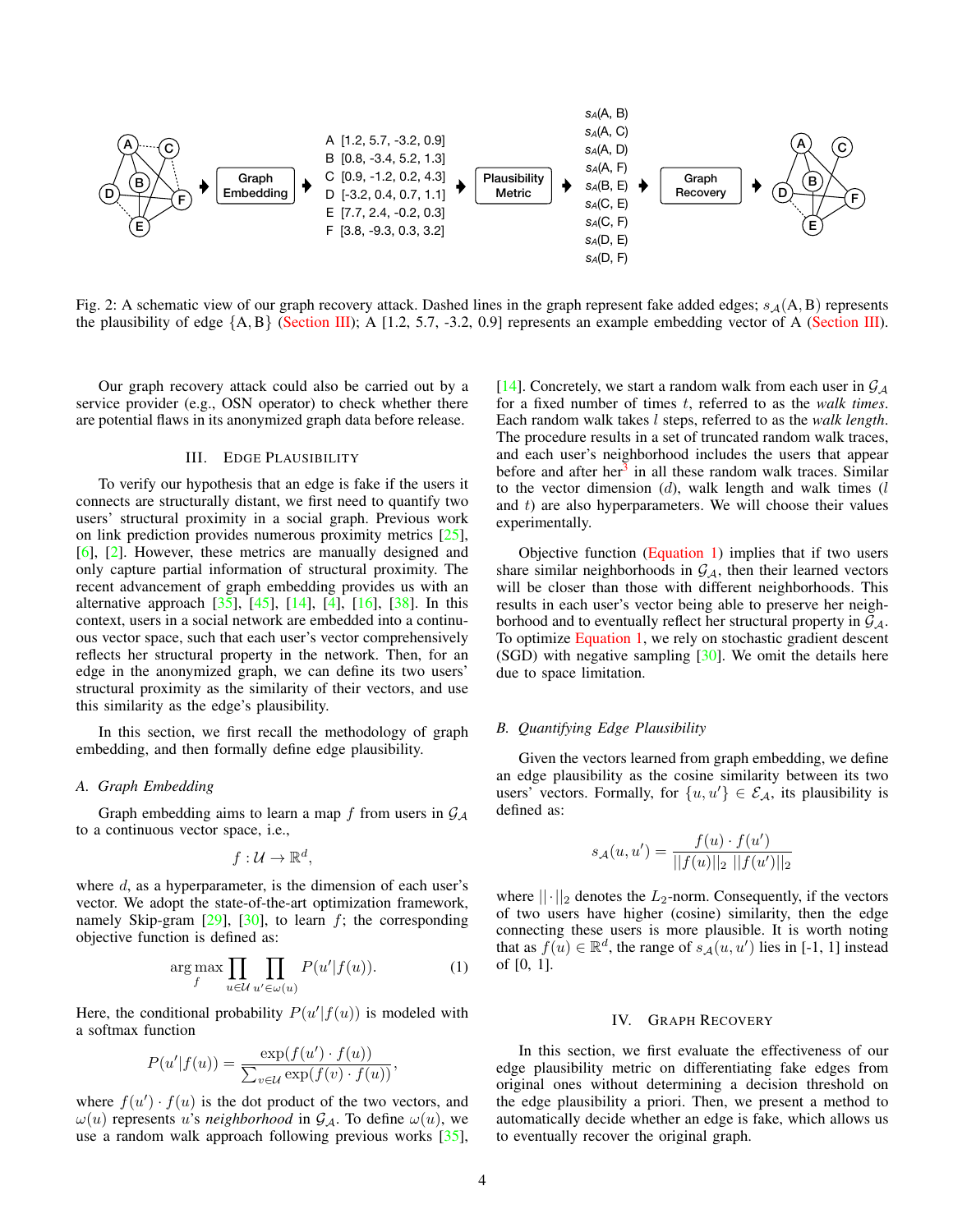Fig. 2: A schematic view of our graph recovery attack. Dashed lines in the graph represent fake added edges; $s_{\mathcal{A}}(\mathrm{A}, \mathrm{B})$ represents the plausibility of edge $\{\mathrm{A}, \mathrm{B}\}$ (Section III); A [1.2, 5.7, -3.2, 0.9] represents an example embedding vector of A (Section III).

Our graph recovery attack could also be carried out by a service provider (e.g., OSN operator) to check whether there are potential flaws in its anonymized graph data before release.

## III. Edge Plausibility

To verify our hypothesis that an edge is fake if the users it connects are structurally distant, we first need to quantify two users' structural proximity in a social graph. Previous work on link prediction provides numerous proximity metrics [25], [6], [2]. However, these metrics are manually designed and only capture partial information of structural proximity. The recent advancement of graph embedding provides us with an alternative approach [35], [45], [14], [4], [16], [38]. In this context, users in a social network are embedded into a continuous vector space, such that each user's vector comprehensively reflects her structural property in the network. Then, for an edge in the anonymized graph, we can define its two users' structural proximity as the similarity of their vectors, and use this similarity as the edge's plausibility.

In this section, we first recall the methodology of graph embedding, and then formally define edge plausibility.

### A. Graph Embedding

Graph embedding aims to learn a map $f$ from users in $\mathcal{G}_{\mathcal{A}}$ to a continuous vector space, i.e.,

$$f : \mathcal{U} \rightarrow \mathbb{R}^d,$$

where $d$, as a hyperparameter, is the dimension of each user's vector. We adopt the state-of-the-art optimization framework, namely Skip-gram [29], [30], to learn $f$; the corresponding objective function is defined as:

$$\arg\max_{f} \prod_{u \in \mathcal{U}} \prod_{u' \in \omega(u)} P(u'|f(u)). \tag{1}$$

Here, the conditional probability $P(u'|f(u))$ is modeled with a softmax function

$$P(u'|f(u)) = \frac{\exp(f(u') \cdot f(u))}{\sum_{v \in \mathcal{U}} \exp(f(v) \cdot f(u))},$$

where $f(u') \cdot f(u)$ is the dot product of the two vectors, and $\omega(u)$ represents $u$'s *neighborhood* in $\mathcal{G}_{\mathcal{A}}$. To define $\omega(u)$, we use a random walk approach following previous works [35], [14]. Concretely, we start a random walk from each user in $\mathcal{G}_{\mathcal{A}}$ for a fixed number of times $t$, referred to as the *walk times*. Each random walk takes $l$ steps, referred to as the *walk length*. The procedure results in a set of truncated random walk traces, and each user's neighborhood includes the users that appear before and after her[3] in all these random walk traces. Similar to the vector dimension ($d$), walk length and walk times ($l$ and $t$) are also hyperparameters. We will choose their values experimentally.

Objective function (Equation 1) implies that if two users share similar neighborhoods in $\mathcal{G}_{\mathcal{A}}$, then their learned vectors will be closer than those with different neighborhoods. This results in each user's vector being able to preserve her neighborhood and to eventually reflect her structural property in $\mathcal{G}_{\mathcal{A}}$. To optimize Equation 1, we rely on stochastic gradient descent (SGD) with negative sampling [30]. We omit the details here due to space limitation.

### B. Quantifying Edge Plausibility

Given the vectors learned from graph embedding, we define an edge plausibility as the cosine similarity between its two users' vectors. Formally, for $\{u, u'\} \in \mathcal{E}_{\mathcal{A}}$, its plausibility is defined as:

$$s_{\mathcal{A}}(u, u') = \frac{f(u) \cdot f(u')}{||f(u)||_2 \; ||f(u')||_2}$$

where $||\cdot||_2$ denotes the $L_2$-norm. Consequently, if the vectors of two users have higher (cosine) similarity, then the edge connecting these users is more plausible. It is worth noting that as $f(u) \in \mathbb{R}^d$, the range of $s_{\mathcal{A}}(u, u')$ lies in [-1, 1] instead of [0, 1].

## IV. Graph Recovery

In this section, we first evaluate the effectiveness of our edge plausibility metric on differentiating fake edges from original ones without determining a decision threshold on the edge plausibility a priori. Then, we present a method to automatically decide whether an edge is fake, which allows us to eventually recover the original graph.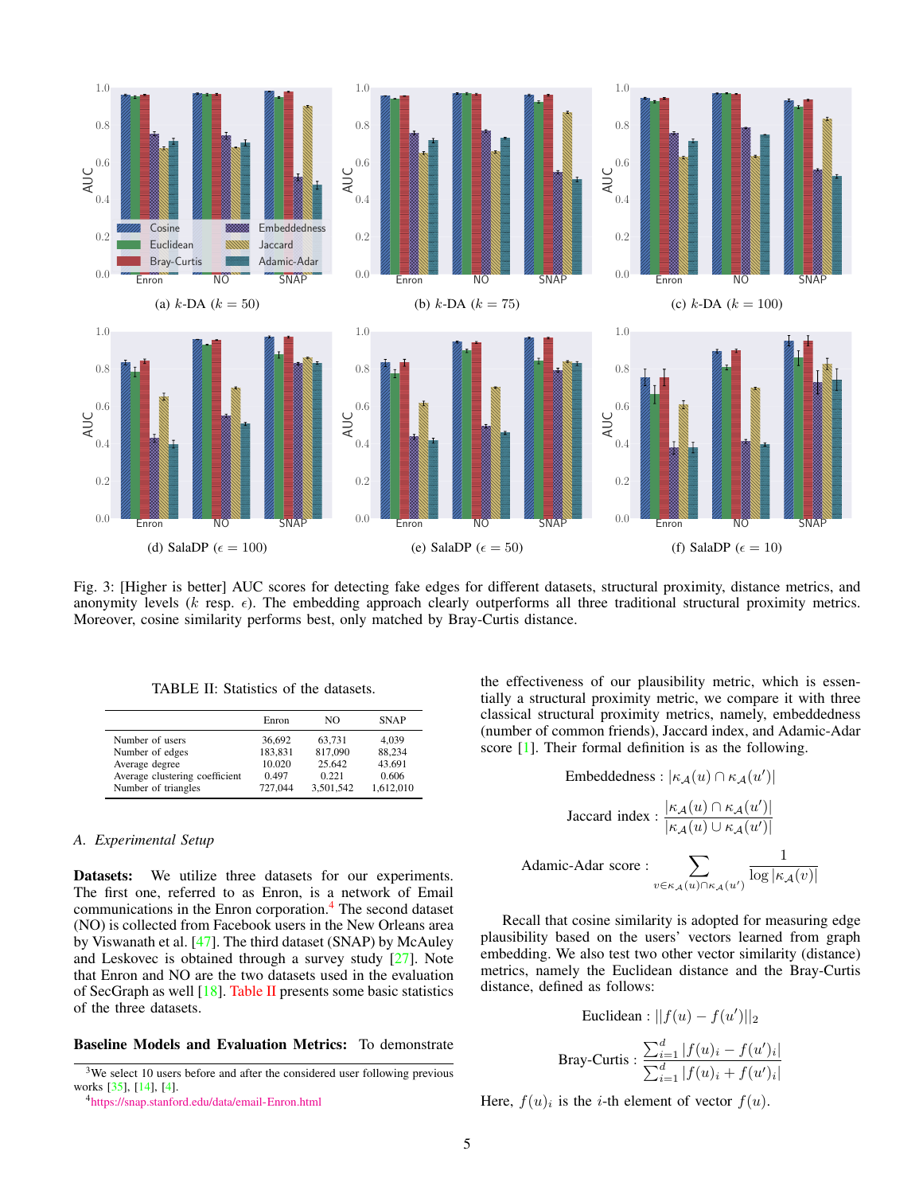Fig. 3: [Higher is better] AUC scores for detecting fake edges for different datasets, structural proximity, distance metrics, and anonymity levels ($k$ resp. $\epsilon$). The embedding approach clearly outperforms all three traditional structural proximity metrics. Moreover, cosine similarity performs best, only matched by Bray-Curtis distance.

TABLE II: Statistics of the datasets.

| | Enron | NO | SNAP |
|---|---|---|---|
| Number of users | 36,692 | 63,731 | 4,039 |
| Number of edges | 183,831 | 817,090 | 88,234 |
| Average degree | 10.020 | 25.642 | 43.691 |
| Average clustering coefficient | 0.497 | 0.221 | 0.606 |
| Number of triangles | 727,044 | 3,501,542 | 1,612,010 |

### A. Experimental Setup

**Datasets:** We utilize three datasets for our experiments. The first one, referred to as Enron, is a network of Email communications in the Enron corporation.[4] The second dataset (NO) is collected from Facebook users in the New Orleans area by Viswanath et al. [47]. The third dataset (SNAP) by McAuley and Leskovec is obtained through a survey study [27]. Note that Enron and NO are the two datasets used in the evaluation of SecGraph as well [18]. Table II presents some basic statistics of the three datasets.

**Baseline Models and Evaluation Metrics:** To demonstrate the effectiveness of our plausibility metric, which is essentially a structural proximity metric, we compare it with three classical structural proximity metrics, namely, embeddedness (number of common friends), Jaccard index, and Adamic-Adar score [1]. Their formal definition is as the following.

$$\text{Embeddedness} : |\kappa_{\mathcal{A}}(u) \cap \kappa_{\mathcal{A}}(u')|$$

$$\text{Jaccard index} : \frac{|\kappa_{\mathcal{A}}(u) \cap \kappa_{\mathcal{A}}(u')|}{|\kappa_{\mathcal{A}}(u) \cup \kappa_{\mathcal{A}}(u')|}$$

$$\text{Adamic-Adar score} : \sum_{v \in \kappa_{\mathcal{A}}(u) \cap \kappa_{\mathcal{A}}(u')} \frac{1}{\log |\kappa_{\mathcal{A}}(v)|}$$

Recall that cosine similarity is adopted for measuring edge plausibility based on the users' vectors learned from graph embedding. We also test two other vector similarity (distance) metrics, namely the Euclidean distance and the Bray-Curtis distance, defined as follows:

$$\text{Euclidean} : ||f(u) - f(u')||_2$$

$$\text{Bray-Curtis} : \frac{\sum_{i=1}^{d} |f(u)_i - f(u')_i|}{\sum_{i=1}^{d} |f(u)_i + f(u')_i|}$$

Here, $f(u)_i$ is the $i$-th element of vector $f(u)$.

[3] We select 10 users before and after the considered user following previous works [35], [14], [4].

[4] https://snap.stanford.edu/data/email-Enron.html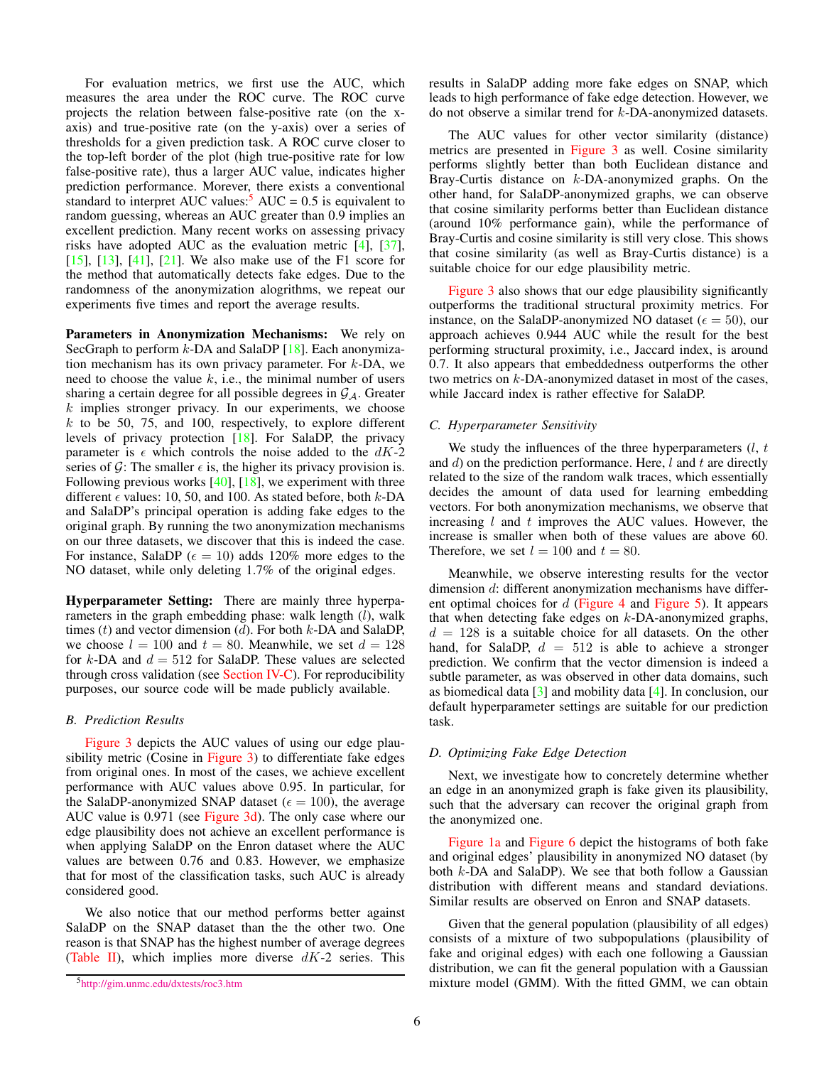For evaluation metrics, we first use the AUC, which measures the area under the ROC curve. The ROC curve projects the relation between false-positive rate (on the x-axis) and true-positive rate (on the y-axis) over a series of thresholds for a given prediction task. A ROC curve closer to the top-left border of the plot (high true-positive rate for low false-positive rate), thus a larger AUC value, indicates higher prediction performance. Morever, there exists a conventional standard to interpret AUC values:[5] AUC = 0.5 is equivalent to random guessing, whereas an AUC greater than 0.9 implies an excellent prediction. Many recent works on assessing privacy risks have adopted AUC as the evaluation metric [4], [37], [15], [13], [41], [21]. We also make use of the F1 score for the method that automatically detects fake edges. Due to the randomness of the anonymization alogrithms, we repeat our experiments five times and report the average results.

**Parameters in Anonymization Mechanisms:** We rely on SecGraph to perform $k$-DA and SalaDP [18]. Each anonymization mechanism has its own privacy parameter. For $k$-DA, we need to choose the value $k$, i.e., the minimal number of users sharing a certain degree for all possible degrees in $\mathcal{G}_{\mathcal{A}}$. Greater $k$ implies stronger privacy. In our experiments, we choose $k$ to be 50, 75, and 100, respectively, to explore different levels of privacy protection [18]. For SalaDP, the privacy parameter is $\epsilon$ which controls the noise added to the $dK$-2 series of $\mathcal{G}$: The smaller $\epsilon$ is, the higher its privacy provision is. Following previous works [40], [18], we experiment with three different $\epsilon$ values: 10, 50, and 100. As stated before, both $k$-DA and SalaDP's principal operation is adding fake edges to the original graph. By running the two anonymization mechanisms on our three datasets, we discover that this is indeed the case. For instance, SalaDP ($\epsilon = 10$) adds 120% more edges to the NO dataset, while only deleting 1.7% of the original edges.

**Hyperparameter Setting:** There are mainly three hyperparameters in the graph embedding phase: walk length ($l$), walk times ($t$) and vector dimension ($d$). For both $k$-DA and SalaDP, we choose $l = 100$ and $t = 80$. Meanwhile, we set $d = 128$ for $k$-DA and $d = 512$ for SalaDP. These values are selected through cross validation (see Section IV-C). For reproducibility purposes, our source code will be made publicly available.

### B. Prediction Results

Figure 3 depicts the AUC values of using our edge plausibility metric (Cosine in Figure 3) to differentiate fake edges from original ones. In most of the cases, we achieve excellent performance with AUC values above 0.95. In particular, for the SalaDP-anonymized SNAP dataset ($\epsilon = 100$), the average AUC value is 0.971 (see Figure 3d). The only case where our edge plausibility does not achieve an excellent performance is when applying SalaDP on the Enron dataset where the AUC values are between 0.76 and 0.83. However, we emphasize that for most of the classification tasks, such AUC is already considered good.

We also notice that our method performs better against SalaDP on the SNAP dataset than the the other two. One reason is that SNAP has the highest number of average degrees (Table II), which implies more diverse $dK$-2 series. This results in SalaDP adding more fake edges on SNAP, which leads to high performance of fake edge detection. However, we do not observe a similar trend for $k$-DA-anonymized datasets.

The AUC values for other vector similarity (distance) metrics are presented in Figure 3 as well. Cosine similarity performs slightly better than both Euclidean distance and Bray-Curtis distance on $k$-DA-anonymized graphs. On the other hand, for SalaDP-anonymized graphs, we can observe that cosine similarity performs better than Euclidean distance (around 10% performance gain), while the performance of Bray-Curtis and cosine similarity is still very close. This shows that cosine similarity (as well as Bray-Curtis distance) is a suitable choice for our edge plausibility metric.

Figure 3 also shows that our edge plausibility significantly outperforms the traditional structural proximity metrics. For instance, on the SalaDP-anonymized NO dataset ($\epsilon = 50$), our approach achieves 0.944 AUC while the result for the best performing structural proximity, i.e., Jaccard index, is around 0.7. It also appears that embeddedness outperforms the other two metrics on $k$-DA-anonymized dataset in most of the cases, while Jaccard index is rather effective for SalaDP.

### C. Hyperparameter Sensitivity

We study the influences of the three hyperparameters ($l$, $t$ and $d$) on the prediction performance. Here, $l$ and $t$ are directly related to the size of the random walk traces, which essentially decides the amount of data used for learning embedding vectors. For both anonymization mechanisms, we observe that increasing $l$ and $t$ improves the AUC values. However, the increase is smaller when both of these values are above 60. Therefore, we set $l = 100$ and $t = 80$.

Meanwhile, we observe interesting results for the vector dimension $d$: different anonymization mechanisms have different optimal choices for $d$ (Figure 4 and Figure 5). It appears that when detecting fake edges on $k$-DA-anonymized graphs, $d = 128$ is a suitable choice for all datasets. On the other hand, for SalaDP, $d = 512$ is able to achieve a stronger prediction. We confirm that the vector dimension is indeed a subtle parameter, as was observed in other data domains, such as biomedical data [3] and mobility data [4]. In conclusion, our default hyperparameter settings are suitable for our prediction task.

### D. Optimizing Fake Edge Detection

Next, we investigate how to concretely determine whether an edge in an anonymized graph is fake given its plausibility, such that the adversary can recover the original graph from the anonymized one.

Figure 1a and Figure 6 depict the histograms of both fake and original edges' plausibility in anonymized NO dataset (by both $k$-DA and SalaDP). We see that both follow a Gaussian distribution with different means and standard deviations. Similar results are observed on Enron and SNAP datasets.

Given that the general population (plausibility of all edges) consists of a mixture of two subpopulations (plausibility of fake and original edges) with each one following a Gaussian distribution, we can fit the general population with a Gaussian mixture model (GMM). With the fitted GMM, we can obtain

[5] http://gim.unmc.edu/dxtests/roc3.htm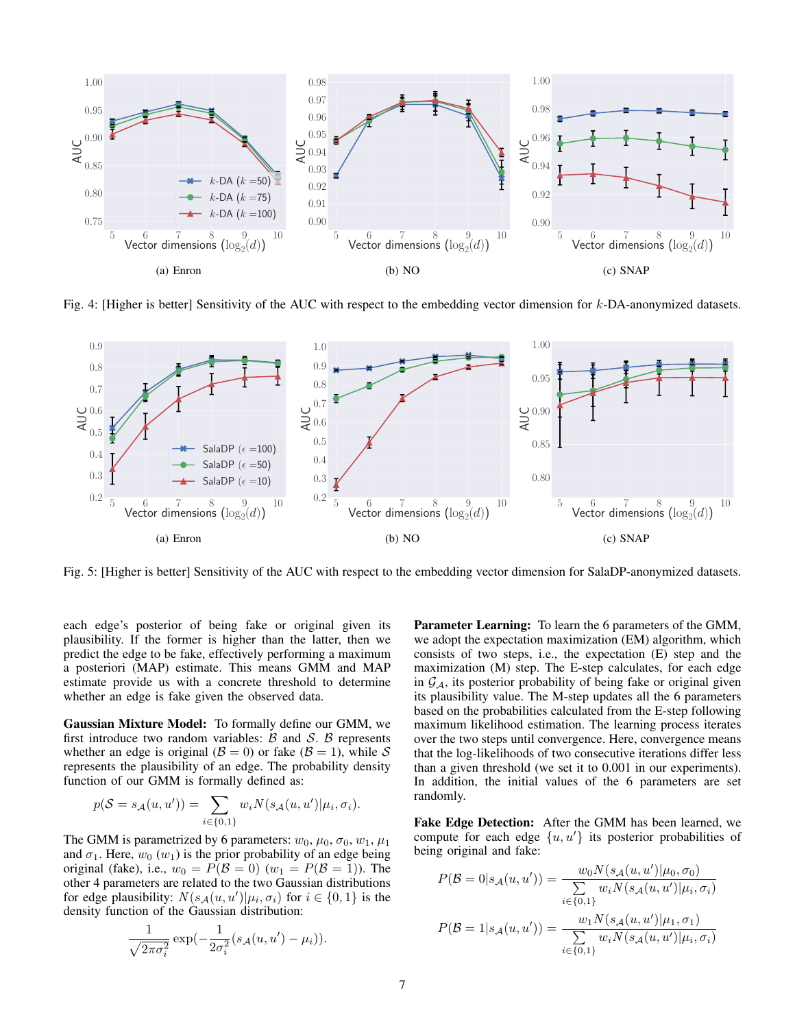(a) Enron

(b) NO

(c) SNAP

Fig. 4: [Higher is better] Sensitivity of the AUC with respect to the embedding vector dimension for $k$-DA-anonymized datasets.

(a) Enron

(b) NO

(c) SNAP

Fig. 5: [Higher is better] Sensitivity of the AUC with respect to the embedding vector dimension for SalaDP-anonymized datasets.

each edge's posterior of being fake or original given its plausibility. If the former is higher than the latter, then we predict the edge to be fake, effectively performing a maximum a posteriori (MAP) estimate. This means GMM and MAP estimate provide us with a concrete threshold to determine whether an edge is fake given the observed data.

**Gaussian Mixture Model:** To formally define our GMM, we first introduce two random variables: $\mathcal{B}$ and $\mathcal{S}$. $\mathcal{B}$ represents whether an edge is original ($\mathcal{B} = 0$) or fake ($\mathcal{B} = 1$), while $\mathcal{S}$ represents the plausibility of an edge. The probability density function of our GMM is formally defined as:

$$p(\mathcal{S} = s_{\mathcal{A}}(u, u')) = \sum_{i \in \{0,1\}} w_i N(s_{\mathcal{A}}(u, u')|\mu_i, \sigma_i).$$

The GMM is parametrized by 6 parameters: $w_0$, $\mu_0$, $\sigma_0$, $w_1$, $\mu_1$ and $\sigma_1$. Here, $w_0$ ($w_1$) is the prior probability of an edge being original (fake), i.e., $w_0 = P(\mathcal{B} = 0)$ ($w_1 = P(\mathcal{B} = 1)$). The other 4 parameters are related to the two Gaussian distributions for edge plausibility: $N(s_{\mathcal{A}}(u, u')|\mu_i, \sigma_i)$ for $i \in \{0, 1\}$ is the density function of the Gaussian distribution:

$$\frac{1}{\sqrt{2\pi\sigma_i^2}} \exp(-\frac{1}{2\sigma_i^2}(s_{\mathcal{A}}(u, u') - \mu_i)).$$

**Parameter Learning:** To learn the 6 parameters of the GMM, we adopt the expectation maximization (EM) algorithm, which consists of two steps, i.e., the expectation (E) step and the maximization (M) step. The E-step calculates, for each edge in $\mathcal{G}_{\mathcal{A}}$, its posterior probability of being fake or original given its plausibility value. The M-step updates all the 6 parameters based on the probabilities calculated from the E-step following maximum likelihood estimation. The learning process iterates over the two steps until convergence. Here, convergence means that the log-likelihoods of two consecutive iterations differ less than a given threshold (we set it to 0.001 in our experiments). In addition, the initial values of the 6 parameters are set randomly.

**Fake Edge Detection:** After the GMM has been learned, we compute for each edge $\{u, u'\}$ its posterior probabilities of being original and fake:

$$P(\mathcal{B} = 0|s_{\mathcal{A}}(u, u')) = \frac{w_0 N(s_{\mathcal{A}}(u, u')|\mu_0, \sigma_0)}{\sum\limits_{i \in \{0,1\}} w_i N(s_{\mathcal{A}}(u, u')|\mu_i, \sigma_i)}$$

$$P(\mathcal{B} = 1|s_{\mathcal{A}}(u, u')) = \frac{w_1 N(s_{\mathcal{A}}(u, u')|\mu_1, \sigma_1)}{\sum\limits_{i \in \{0,1\}} w_i N(s_{\mathcal{A}}(u, u')|\mu_i, \sigma_i)}$$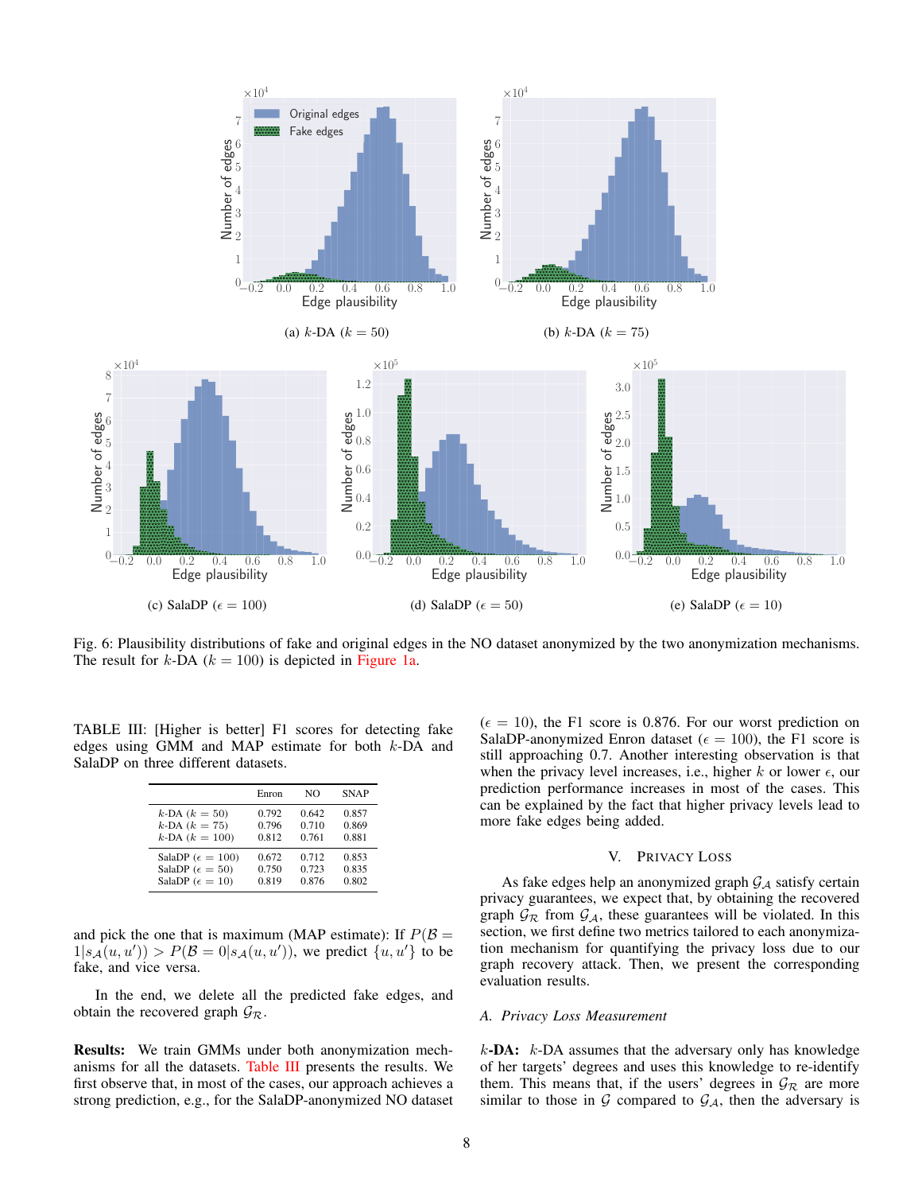Fig. 6: Plausibility distributions of fake and original edges in the NO dataset anonymized by the two anonymization mechanisms. The result for $k$-DA ($k = 100$) is depicted in Figure 1a.

(a) $k$-DA ($k = 50$)

(b) $k$-DA ($k = 75$)

(c) SalaDP ($\epsilon = 100$)

(d) SalaDP ($\epsilon = 50$)

(e) SalaDP ($\epsilon = 10$)

TABLE III: [Higher is better] F1 scores for detecting fake edges using GMM and MAP estimate for both $k$-DA and SalaDP on three different datasets.

| | Enron | NO | SNAP |
|---|---|---|---|
| $k$-DA ($k = 50$) | 0.792 | 0.642 | 0.857 |
| $k$-DA ($k = 75$) | 0.796 | 0.710 | 0.869 |
| $k$-DA ($k = 100$) | 0.812 | 0.761 | 0.881 |
| SalaDP ($\epsilon = 100$) | 0.672 | 0.712 | 0.853 |
| SalaDP ($\epsilon = 50$) | 0.750 | 0.723 | 0.835 |
| SalaDP ($\epsilon = 10$) | 0.819 | 0.876 | 0.802 |

and pick the one that is maximum (MAP estimate): If $P(\mathcal{B} = 1|s_{\mathcal{A}}(u, u')) > P(\mathcal{B} = 0|s_{\mathcal{A}}(u, u'))$, we predict $\{u, u'\}$ to be fake, and vice versa.

In the end, we delete all the predicted fake edges, and obtain the recovered graph $\mathcal{G}_{\mathcal{R}}$.

**Results:** We train GMMs under both anonymization mechanisms for all the datasets. Table III presents the results. We first observe that, in most of the cases, our approach achieves a strong prediction, e.g., for the SalaDP-anonymized NO dataset ($\epsilon = 10$), the F1 score is 0.876. For our worst prediction on SalaDP-anonymized Enron dataset ($\epsilon = 100$), the F1 score is still approaching 0.7. Another interesting observation is that when the privacy level increases, i.e., higher $k$ or lower $\epsilon$, our prediction performance increases in most of the cases. This can be explained by the fact that higher privacy levels lead to more fake edges being added.

## V. Privacy Loss

As fake edges help an anonymized graph $\mathcal{G}_{\mathcal{A}}$ satisfy certain privacy guarantees, we expect that, by obtaining the recovered graph $\mathcal{G}_{\mathcal{R}}$ from $\mathcal{G}_{\mathcal{A}}$, these guarantees will be violated. In this section, we first define two metrics tailored to each anonymization mechanism for quantifying the privacy loss due to our graph recovery attack. Then, we present the corresponding evaluation results.

### A. Privacy Loss Measurement

**$k$-DA:** $k$-DA assumes that the adversary only has knowledge of her targets' degrees and uses this knowledge to re-identify them. This means that, if the users' degrees in $\mathcal{G}_{\mathcal{R}}$ are more similar to those in $\mathcal{G}$ compared to $\mathcal{G}_{\mathcal{A}}$, then the adversary is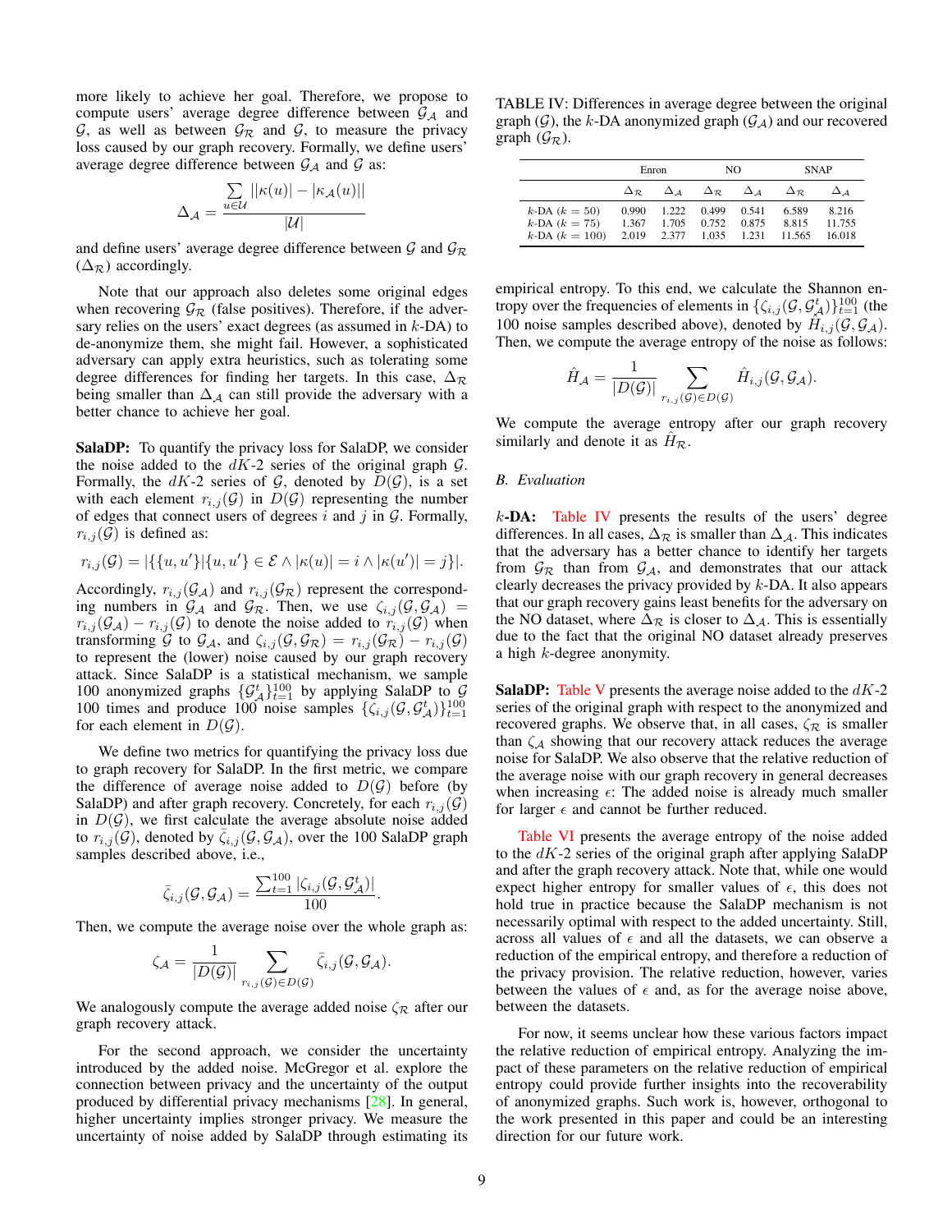more likely to achieve her goal. Therefore, we propose to compute users' average degree difference between $\mathcal{G}_\mathcal{A}$ and $\mathcal{G}$, as well as between $\mathcal{G}_\mathcal{R}$ and $\mathcal{G}$, to measure the privacy loss caused by our graph recovery. Formally, we define users' average degree difference between $\mathcal{G}_\mathcal{A}$ and $\mathcal{G}$ as:

$$\Delta_\mathcal{A} = \frac{\sum_{u \in \mathcal{U}} ||\kappa(u)| - |\kappa_\mathcal{A}(u)||}{|\mathcal{U}|}$$

and define users' average degree difference between $\mathcal{G}$ and $\mathcal{G}_\mathcal{R}$ ($\Delta_\mathcal{R}$) accordingly.

Note that our approach also deletes some original edges when recovering $\mathcal{G}_\mathcal{R}$ (false positives). Therefore, if the adversary relies on the users' exact degrees (as assumed in $k$-DA) to de-anonymize them, she might fail. However, a sophisticated adversary can apply extra heuristics, such as tolerating some degree differences for finding her targets. In this case, $\Delta_\mathcal{R}$ being smaller than $\Delta_\mathcal{A}$ can still provide the adversary with a better chance to achieve her goal.

**SalaDP:** To quantify the privacy loss for SalaDP, we consider the noise added to the $dK$-2 series of the original graph $\mathcal{G}$. Formally, the $dK$-2 series of $\mathcal{G}$, denoted by $D(\mathcal{G})$, is a set with each element $r_{i,j}(\mathcal{G})$ in $D(\mathcal{G})$ representing the number of edges that connect users of degrees $i$ and $j$ in $\mathcal{G}$. Formally, $r_{i,j}(\mathcal{G})$ is defined as:

$$r_{i,j}(\mathcal{G}) = |\{\{u, u'\} | \{u, u'\} \in \mathcal{E} \wedge |\kappa(u)| = i \wedge |\kappa(u')| = j\}|.$$

Accordingly, $r_{i,j}(\mathcal{G}_\mathcal{A})$ and $r_{i,j}(\mathcal{G}_\mathcal{R})$ represent the corresponding numbers in $\mathcal{G}_\mathcal{A}$ and $\mathcal{G}_\mathcal{R}$. Then, we use $\zeta_{i,j}(\mathcal{G}, \mathcal{G}_\mathcal{A}) = r_{i,j}(\mathcal{G}_\mathcal{A}) - r_{i,j}(\mathcal{G})$ to denote the noise added to $r_{i,j}(\mathcal{G})$ when transforming $\mathcal{G}$ to $\mathcal{G}_\mathcal{A}$, and $\zeta_{i,j}(\mathcal{G}, \mathcal{G}_\mathcal{R}) = r_{i,j}(\mathcal{G}_\mathcal{R}) - r_{i,j}(\mathcal{G})$ to represent the (lower) noise caused by our graph recovery attack. Since SalaDP is a statistical mechanism, we sample 100 anonymized graphs $\{\mathcal{G}_\mathcal{A}^t\}_{t=1}^{100}$ by applying SalaDP to $\mathcal{G}$ 100 times and produce 100 noise samples $\{\zeta_{i,j}(\mathcal{G}, \mathcal{G}_\mathcal{A}^t)\}_{t=1}^{100}$ for each element in $D(\mathcal{G})$.

We define two metrics for quantifying the privacy loss due to graph recovery for SalaDP. In the first metric, we compare the difference of average noise added to $D(\mathcal{G})$ before (by SalaDP) and after graph recovery. Concretely, for each $r_{i,j}(\mathcal{G})$ in $D(\mathcal{G})$, we first calculate the average absolute noise added to $r_{i,j}(\mathcal{G})$, denoted by $\bar{\zeta}_{i,j}(\mathcal{G}, \mathcal{G}_\mathcal{A})$, over the 100 SalaDP graph samples described above, i.e.,

$$\bar{\zeta}_{i,j}(\mathcal{G}, \mathcal{G}_\mathcal{A}) = \frac{\sum_{t=1}^{100} |\zeta_{i,j}(\mathcal{G}, \mathcal{G}_\mathcal{A}^t)|}{100}.$$

Then, we compute the average noise over the whole graph as:

$$\zeta_\mathcal{A} = \frac{1}{|D(\mathcal{G})|} \sum_{r_{i,j}(\mathcal{G}) \in D(\mathcal{G})} \bar{\zeta}_{i,j}(\mathcal{G}, \mathcal{G}_\mathcal{A}).$$

We analogously compute the average added noise $\zeta_\mathcal{R}$ after our graph recovery attack.

For the second approach, we consider the uncertainty introduced by the added noise. McGregor et al. explore the connection between privacy and the uncertainty of the output produced by differential privacy mechanisms [28]. In general, higher uncertainty implies stronger privacy. We measure the uncertainty of noise added by SalaDP through estimating its empirical entropy. To this end, we calculate the Shannon entropy over the frequencies of elements in $\{\zeta_{i,j}(\mathcal{G}, \mathcal{G}_\mathcal{A}^t)\}_{t=1}^{100}$ (the 100 noise samples described above), denoted by $\hat{H}_{i,j}(\mathcal{G}, \mathcal{G}_\mathcal{A})$. Then, we compute the average entropy of the noise as follows:

$$\hat{H}_\mathcal{A} = \frac{1}{|D(\mathcal{G})|} \sum_{r_{i,j}(\mathcal{G}) \in D(\mathcal{G})} \hat{H}_{i,j}(\mathcal{G}, \mathcal{G}_\mathcal{A}).$$

We compute the average entropy after our graph recovery similarly and denote it as $\hat{H}_\mathcal{R}$.

TABLE IV: Differences in average degree between the original graph ($\mathcal{G}$), the $k$-DA anonymized graph ($\mathcal{G}_\mathcal{A}$) and our recovered graph ($\mathcal{G}_\mathcal{R}$).

| | Enron | | NO | | SNAP | |
|---|---|---|---|---|---|---|
| | $\Delta_\mathcal{R}$ | $\Delta_\mathcal{A}$ | $\Delta_\mathcal{R}$ | $\Delta_\mathcal{A}$ | $\Delta_\mathcal{R}$ | $\Delta_\mathcal{A}$ |
| $k$-DA ($k = 50$) | 0.990 | 1.222 | 0.499 | 0.541 | 6.589 | 8.216 |
| $k$-DA ($k = 75$) | 1.367 | 1.705 | 0.752 | 0.875 | 8.815 | 11.755 |
| $k$-DA ($k = 100$) | 2.019 | 2.377 | 1.035 | 1.231 | 11.565 | 16.018 |

### B. Evaluation

**$k$-DA:** Table IV presents the results of the users' degree differences. In all cases, $\Delta_\mathcal{R}$ is smaller than $\Delta_\mathcal{A}$. This indicates that the adversary has a better chance to identify her targets from $\mathcal{G}_\mathcal{R}$ than from $\mathcal{G}_\mathcal{A}$, and demonstrates that our attack clearly decreases the privacy provided by $k$-DA. It also appears that our graph recovery gains least benefits for the adversary on the NO dataset, where $\Delta_\mathcal{R}$ is closer to $\Delta_\mathcal{A}$. This is essentially due to the fact that the original NO dataset already preserves a high $k$-degree anonymity.

**SalaDP:** Table V presents the average noise added to the $dK$-2 series of the original graph with respect to the anonymized and recovered graphs. We observe that, in all cases, $\zeta_\mathcal{R}$ is smaller than $\zeta_\mathcal{A}$ showing that our recovery attack reduces the average noise for SalaDP. We also observe that the relative reduction of the average noise with our graph recovery in general decreases when increasing $\epsilon$: The added noise is already much smaller for larger $\epsilon$ and cannot be further reduced.

Table VI presents the average entropy of the noise added to the $dK$-2 series of the original graph after applying SalaDP and after the graph recovery attack. Note that, while one would expect higher entropy for smaller values of $\epsilon$, this does not hold true in practice because the SalaDP mechanism is not necessarily optimal with respect to the added uncertainty. Still, across all values of $\epsilon$ and all the datasets, we can observe a reduction of the empirical entropy, and therefore a reduction of the privacy provision. The relative reduction, however, varies between the values of $\epsilon$ and, as for the average noise above, between the datasets.

For now, it seems unclear how these various factors impact the relative reduction of empirical entropy. Analyzing the impact of these parameters on the relative reduction of empirical entropy could provide further insights into the recoverability of anonymized graphs. Such work is, however, orthogonal to the work presented in this paper and could be an interesting direction for our future work.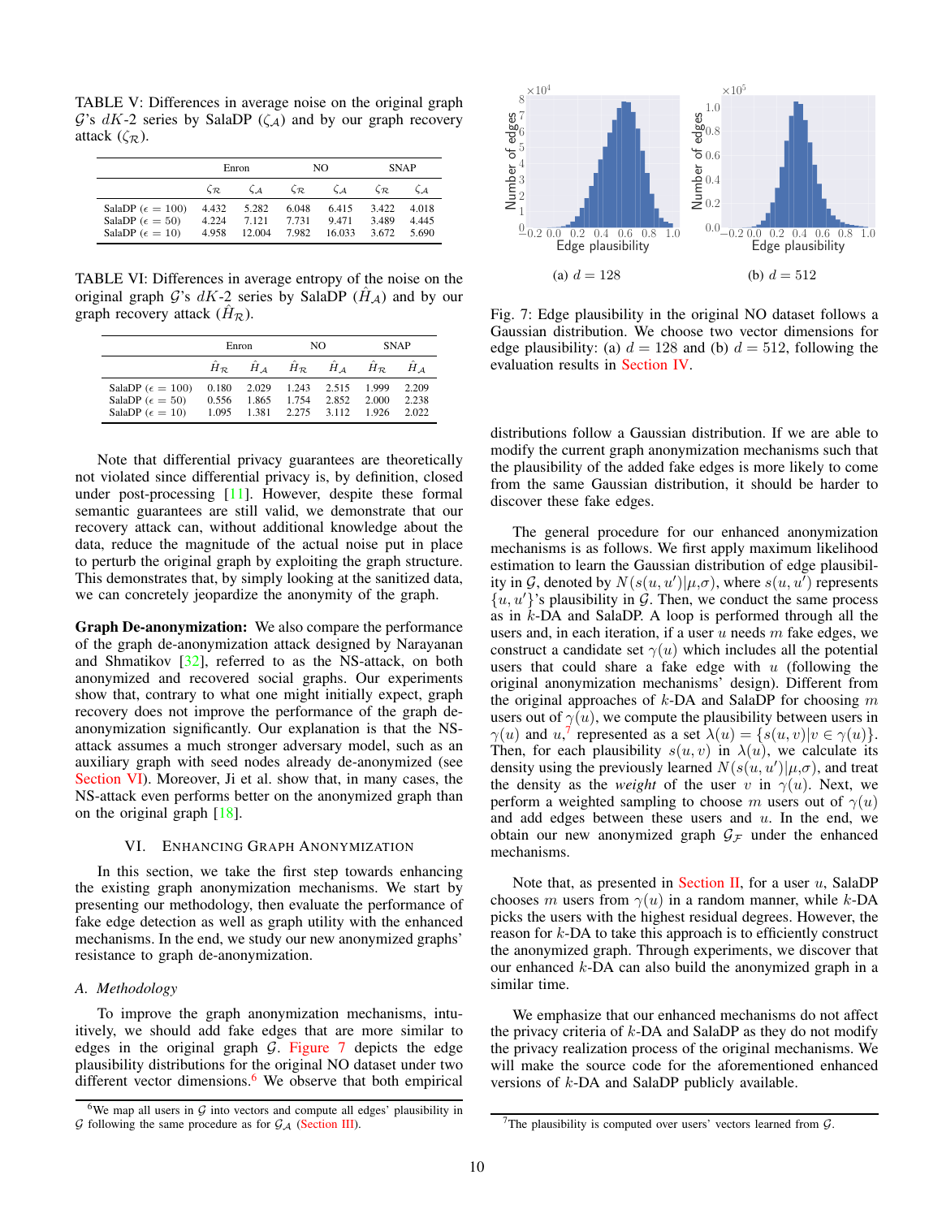TABLE V: Differences in average noise on the original graph $\mathcal{G}$'s $dK$-2 series by SalaDP ($\zeta_{\mathcal{A}}$) and by our graph recovery attack ($\zeta_{\mathcal{R}}$).

| | Enron | | NO | | SNAP | |
|---|---|---|---|---|---|---|
| | $\zeta_{\mathcal{R}}$ | $\zeta_{\mathcal{A}}$ | $\zeta_{\mathcal{R}}$ | $\zeta_{\mathcal{A}}$ | $\zeta_{\mathcal{R}}$ | $\zeta_{\mathcal{A}}$ |
| SalaDP ($\epsilon = 100$) | 4.432 | 5.282 | 6.048 | 6.415 | 3.422 | 4.018 |
| SalaDP ($\epsilon = 50$) | 4.224 | 7.121 | 7.731 | 9.471 | 3.489 | 4.445 |
| SalaDP ($\epsilon = 10$) | 4.958 | 12.004 | 7.982 | 16.033 | 3.672 | 5.690 |

TABLE VI: Differences in average entropy of the noise on the original graph $\mathcal{G}$'s $dK$-2 series by SalaDP ($\hat{H}_{\mathcal{A}}$) and by our graph recovery attack ($\hat{H}_{\mathcal{R}}$).

| | Enron | | NO | | SNAP | |
|---|---|---|---|---|---|---|
| | $\hat{H}_{\mathcal{R}}$ | $\hat{H}_{\mathcal{A}}$ | $\hat{H}_{\mathcal{R}}$ | $\hat{H}_{\mathcal{A}}$ | $\hat{H}_{\mathcal{R}}$ | $\hat{H}_{\mathcal{A}}$ |
| SalaDP ($\epsilon = 100$) | 0.180 | 2.029 | 1.243 | 2.515 | 1.999 | 2.209 |
| SalaDP ($\epsilon = 50$) | 0.556 | 1.865 | 1.754 | 2.852 | 2.000 | 2.238 |
| SalaDP ($\epsilon = 10$) | 1.095 | 1.381 | 2.275 | 3.112 | 1.926 | 2.022 |

Note that differential privacy guarantees are theoretically not violated since differential privacy is, by definition, closed under post-processing [11]. However, despite these formal semantic guarantees are still valid, we demonstrate that our recovery attack can, without additional knowledge about the data, reduce the magnitude of the actual noise put in place to perturb the original graph by exploiting the graph structure. This demonstrates that, by simply looking at the sanitized data, we can concretely jeopardize the anonymity of the graph.

**Graph De-anonymization:** We also compare the performance of the graph de-anonymization attack designed by Narayanan and Shmatikov [32], referred to as the NS-attack, on both anonymized and recovered social graphs. Our experiments show that, contrary to what one might initially expect, graph recovery does not improve the performance of the graph de-anonymization significantly. Our explanation is that the NS-attack assumes a much stronger adversary model, such as an auxiliary graph with seed nodes already de-anonymized (see Section VI). Moreover, Ji et al. show that, in many cases, the NS-attack even performs better on the anonymized graph than on the original graph [18].

## VI. Enhancing Graph Anonymization

In this section, we take the first step towards enhancing the existing graph anonymization mechanisms. We start by presenting our methodology, then evaluate the performance of fake edge detection as well as graph utility with the enhanced mechanisms. In the end, we study our new anonymized graphs' resistance to graph de-anonymization.

### A. Methodology

To improve the graph anonymization mechanisms, intuitively, we should add fake edges that are more similar to edges in the original graph $\mathcal{G}$. Figure 7 depicts the edge plausibility distributions for the original NO dataset under two different vector dimensions.[6] We observe that both empirical distributions follow a Gaussian distribution. If we are able to modify the current graph anonymization mechanisms such that the plausibility of the added fake edges is more likely to come from the same Gaussian distribution, it should be harder to discover these fake edges.

[6] We map all users in $\mathcal{G}$ into vectors and compute all edges' plausibility in $\mathcal{G}$ following the same procedure as for $\mathcal{G}_{\mathcal{A}}$ (Section III).

(a) $d = 128$

(b) $d = 512$

Fig. 7: Edge plausibility in the original NO dataset follows a Gaussian distribution. We choose two vector dimensions for edge plausibility: (a) $d = 128$ and (b) $d = 512$, following the evaluation results in Section IV.

The general procedure for our enhanced anonymization mechanisms is as follows. We first apply maximum likelihood estimation to learn the Gaussian distribution of edge plausibility in $\mathcal{G}$, denoted by $N(s(u,u')|\mu,\sigma)$, where $s(u,u')$ represents $\{u,u'\}$'s plausibility in $\mathcal{G}$. Then, we conduct the same process as in $k$-DA and SalaDP. A loop is performed through all the users and, in each iteration, if a user $u$ needs $m$ fake edges, we construct a candidate set $\gamma(u)$ which includes all the potential users that could share a fake edge with $u$ (following the original anonymization mechanisms' design). Different from the original approaches of $k$-DA and SalaDP for choosing $m$ users out of $\gamma(u)$, we compute the plausibility between users in $\gamma(u)$ and $u$,[7] represented as a set $\lambda(u) = \{s(u,v)|v \in \gamma(u)\}$. Then, for each plausibility $s(u,v)$ in $\lambda(u)$, we calculate its density using the previously learned $N(s(u,u')|\mu,\sigma)$, and treat the density as the *weight* of the user $v$ in $\gamma(u)$. Next, we perform a weighted sampling to choose $m$ users out of $\gamma(u)$ and add edges between these users and $u$. In the end, we obtain our new anonymized graph $\mathcal{G}_{\mathcal{F}}$ under the enhanced mechanisms.

Note that, as presented in Section II, for a user $u$, SalaDP chooses $m$ users from $\gamma(u)$ in a random manner, while $k$-DA picks the users with the highest residual degrees. However, the reason for $k$-DA to take this approach is to efficiently construct the anonymized graph. Through experiments, we discover that our enhanced $k$-DA can also build the anonymized graph in a similar time.

We emphasize that our enhanced mechanisms do not affect the privacy criteria of $k$-DA and SalaDP as they do not modify the privacy realization process of the original mechanisms. We will make the source code for the aforementioned enhanced versions of $k$-DA and SalaDP publicly available.

[7] The plausibility is computed over users' vectors learned from $\mathcal{G}$.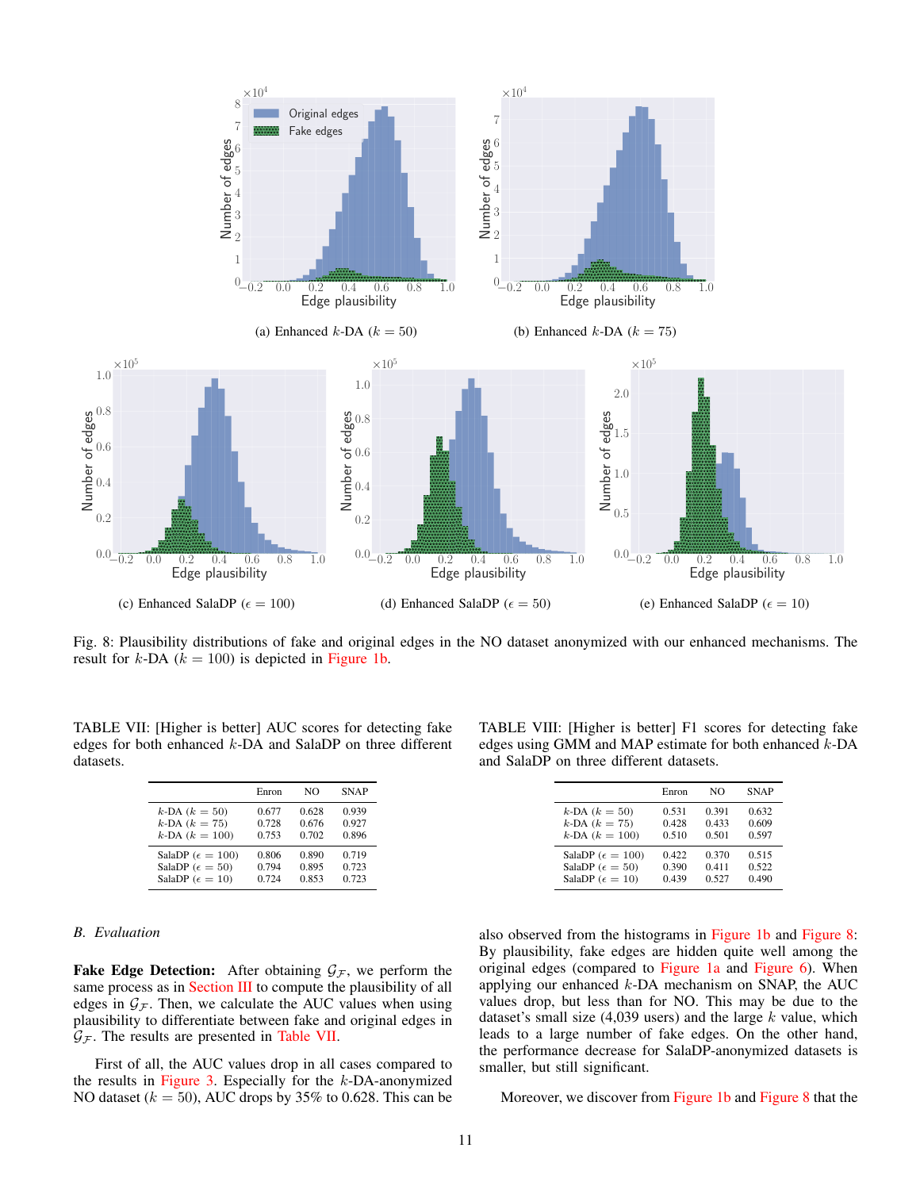(a) Enhanced $k$-DA ($k = 50$)

(b) Enhanced $k$-DA ($k = 75$)

(c) Enhanced SalaDP ($\epsilon = 100$)

(d) Enhanced SalaDP ($\epsilon = 50$)

(e) Enhanced SalaDP ($\epsilon = 10$)

Fig. 8: Plausibility distributions of fake and original edges in the NO dataset anonymized with our enhanced mechanisms. The result for $k$-DA ($k = 100$) is depicted in Figure 1b.

TABLE VII: [Higher is better] AUC scores for detecting fake edges for both enhanced $k$-DA and SalaDP on three different datasets.

| | Enron | NO | SNAP |
|---|---|---|---|
| $k$-DA ($k = 50$) | 0.677 | 0.628 | 0.939 |
| $k$-DA ($k = 75$) | 0.728 | 0.676 | 0.927 |
| $k$-DA ($k = 100$) | 0.753 | 0.702 | 0.896 |
| SalaDP ($\epsilon = 100$) | 0.806 | 0.890 | 0.719 |
| SalaDP ($\epsilon = 50$) | 0.794 | 0.895 | 0.723 |
| SalaDP ($\epsilon = 10$) | 0.724 | 0.853 | 0.723 |

TABLE VIII: [Higher is better] F1 scores for detecting fake edges using GMM and MAP estimate for both enhanced $k$-DA and SalaDP on three different datasets.

| | Enron | NO | SNAP |
|---|---|---|---|
| $k$-DA ($k = 50$) | 0.531 | 0.391 | 0.632 |
| $k$-DA ($k = 75$) | 0.428 | 0.433 | 0.609 |
| $k$-DA ($k = 100$) | 0.510 | 0.501 | 0.597 |
| SalaDP ($\epsilon = 100$) | 0.422 | 0.370 | 0.515 |
| SalaDP ($\epsilon = 50$) | 0.390 | 0.411 | 0.522 |
| SalaDP ($\epsilon = 10$) | 0.439 | 0.527 | 0.490 |

### B. Evaluation

**Fake Edge Detection:** After obtaining $\mathcal{G}_{\mathcal{F}}$, we perform the same process as in Section III to compute the plausibility of all edges in $\mathcal{G}_{\mathcal{F}}$. Then, we calculate the AUC values when using plausibility to differentiate between fake and original edges in $\mathcal{G}_{\mathcal{F}}$. The results are presented in Table VII.

First of all, the AUC values drop in all cases compared to the results in Figure 3. Especially for the $k$-DA-anonymized NO dataset ($k = 50$), AUC drops by 35% to 0.628. This can be also observed from the histograms in Figure 1b and Figure 8: By plausibility, fake edges are hidden quite well among the original edges (compared to Figure 1a and Figure 6). When applying our enhanced $k$-DA mechanism on SNAP, the AUC values drop, but less than for NO. This may be due to the dataset's small size (4,039 users) and the large $k$ value, which leads to a large number of fake edges. On the other hand, the performance decrease for SalaDP-anonymized datasets is smaller, but still significant.

Moreover, we discover from Figure 1b and Figure 8 that the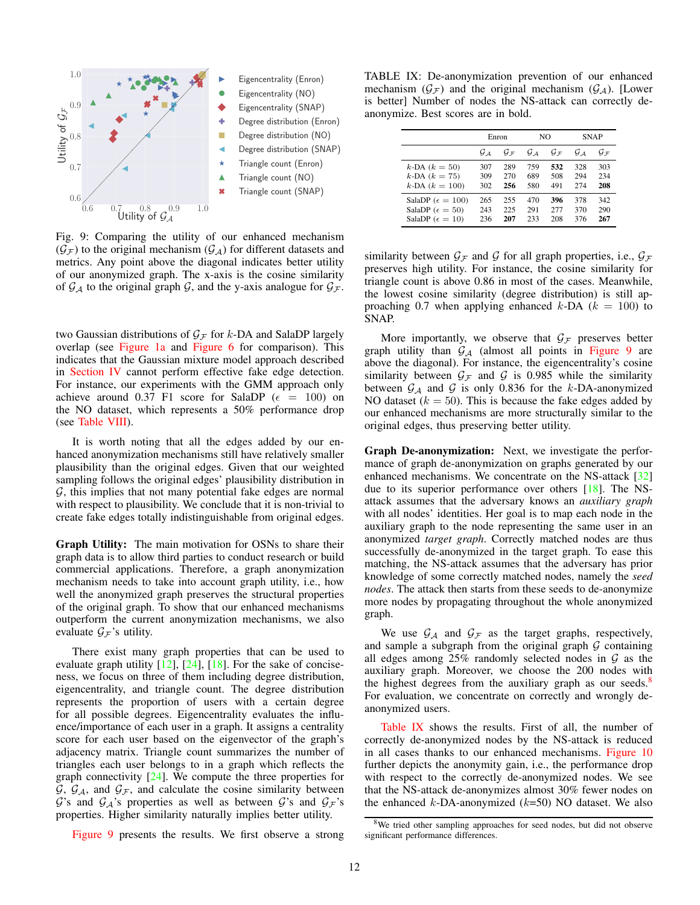Fig. 9: Comparing the utility of our enhanced mechanism ($\mathcal{G}_{\mathcal{F}}$) to the original mechanism ($\mathcal{G}_{\mathcal{A}}$) for different datasets and metrics. Any point above the diagonal indicates better utility of our anonymized graph. The x-axis is the cosine similarity of $\mathcal{G}_{\mathcal{A}}$ to the original graph $\mathcal{G}$, and the y-axis analogue for $\mathcal{G}_{\mathcal{F}}$.

two Gaussian distributions of $\mathcal{G}_{\mathcal{F}}$ for $k$-DA and SalaDP largely overlap (see Figure 1a and Figure 6 for comparison). This indicates that the Gaussian mixture model approach described in Section IV cannot perform effective fake edge detection. For instance, our experiments with the GMM approach only achieve around 0.37 F1 score for SalaDP ($\epsilon = 100$) on the NO dataset, which represents a 50% performance drop (see Table VIII).

It is worth noting that all the edges added by our enhanced anonymization mechanisms still have relatively smaller plausibility than the original edges. Given that our weighted sampling follows the original edges' plausibility distribution in $\mathcal{G}$, this implies that not many potential fake edges are normal with respect to plausibility. We conclude that it is non-trivial to create fake edges totally indistinguishable from original edges.

**Graph Utility:** The main motivation for OSNs to share their graph data is to allow third parties to conduct research or build commercial applications. Therefore, a graph anonymization mechanism needs to take into account graph utility, i.e., how well the anonymized graph preserves the structural properties of the original graph. To show that our enhanced mechanisms outperform the current anonymization mechanisms, we also evaluate $\mathcal{G}_{\mathcal{F}}$'s utility.

There exist many graph properties that can be used to evaluate graph utility [12], [24], [18]. For the sake of conciseness, we focus on three of them including degree distribution, eigencentrality, and triangle count. The degree distribution represents the proportion of users with a certain degree for all possible degrees. Eigencentrality evaluates the influence/importance of each user in a graph. It assigns a centrality score for each user based on the eigenvector of the graph's adjacency matrix. Triangle count summarizes the number of triangles each user belongs to in a graph which reflects the graph connectivity [24]. We compute the three properties for $\mathcal{G}$, $\mathcal{G}_{\mathcal{A}}$, and $\mathcal{G}_{\mathcal{F}}$, and calculate the cosine similarity between $\mathcal{G}$'s and $\mathcal{G}_{\mathcal{A}}$'s properties as well as between $\mathcal{G}$'s and $\mathcal{G}_{\mathcal{F}}$'s properties. Higher similarity naturally implies better utility.

Figure 9 presents the results. We first observe a strong similarity between $\mathcal{G}_{\mathcal{F}}$ and $\mathcal{G}$ for all graph properties, i.e., $\mathcal{G}_{\mathcal{F}}$ preserves high utility. For instance, the cosine similarity for triangle count is above 0.86 in most of the cases. Meanwhile, the lowest cosine similarity (degree distribution) is still approaching 0.7 when applying enhanced $k$-DA ($k = 100$) to SNAP.

More importantly, we observe that $\mathcal{G}_{\mathcal{F}}$ preserves better graph utility than $\mathcal{G}_{\mathcal{A}}$ (almost all points in Figure 9 are above the diagonal). For instance, the eigencentrality's cosine similarity between $\mathcal{G}_{\mathcal{F}}$ and $\mathcal{G}$ is 0.985 while the similarity between $\mathcal{G}_{\mathcal{A}}$ and $\mathcal{G}$ is only 0.836 for the $k$-DA-anonymized NO dataset ($k = 50$). This is because the fake edges added by our enhanced mechanisms are more structurally similar to the original edges, thus preserving better utility.

TABLE IX: De-anonymization prevention of our enhanced mechanism ($\mathcal{G}_{\mathcal{F}}$) and the original mechanism ($\mathcal{G}_{\mathcal{A}}$). [Lower is better] Number of nodes the NS-attack can correctly de-anonymize. Best scores are in bold.

| | Enron | | NO | | SNAP | |
|---|---|---|---|---|---|---|
| | $\mathcal{G}_{\mathcal{A}}$ | $\mathcal{G}_{\mathcal{F}}$ | $\mathcal{G}_{\mathcal{A}}$ | $\mathcal{G}_{\mathcal{F}}$ | $\mathcal{G}_{\mathcal{A}}$ | $\mathcal{G}_{\mathcal{F}}$ |
| $k$-DA ($k = 50$) | 307 | 289 | 759 | **532** | 328 | 303 |
| $k$-DA ($k = 75$) | 309 | 270 | 689 | 508 | 294 | 234 |
| $k$-DA ($k = 100$) | 302 | **256** | 580 | 491 | 274 | **208** |
| SalaDP ($\epsilon = 100$) | 265 | 255 | 470 | **396** | 378 | 342 |
| SalaDP ($\epsilon = 50$) | 243 | 225 | 291 | 277 | 370 | 290 |
| SalaDP ($\epsilon = 10$) | 236 | **207** | 233 | 208 | 376 | **267** |

**Graph De-anonymization:** Next, we investigate the performance of graph de-anonymization on graphs generated by our enhanced mechanisms. We concentrate on the NS-attack [32] due to its superior performance over others [18]. The NS-attack assumes that the adversary knows an *auxiliary graph* with all nodes' identities. Her goal is to map each node in the auxiliary graph to the node representing the same user in an anonymized *target graph*. Correctly matched nodes are thus successfully de-anonymized in the target graph. To ease this matching, the NS-attack assumes that the adversary has prior knowledge of some correctly matched nodes, namely the *seed nodes*. The attack then starts from these seeds to de-anonymize more nodes by propagating throughout the whole anonymized graph.

We use $\mathcal{G}_{\mathcal{A}}$ and $\mathcal{G}_{\mathcal{F}}$ as the target graphs, respectively, and sample a subgraph from the original graph $\mathcal{G}$ containing all edges among 25% randomly selected nodes in $\mathcal{G}$ as the auxiliary graph. Moreover, we choose the 200 nodes with the highest degrees from the auxiliary graph as our seeds.[8] For evaluation, we concentrate on correctly and wrongly de-anonymized users.

Table IX shows the results. First of all, the number of correctly de-anonymized nodes by the NS-attack is reduced in all cases thanks to our enhanced mechanisms. Figure 10 further depicts the anonymity gain, i.e., the performance drop with respect to the correctly de-anonymized nodes. We see that the NS-attack de-anonymizes almost 30% fewer nodes on the enhanced $k$-DA-anonymized ($k$=50) NO dataset. We also

[8] We tried other sampling approaches for seed nodes, but did not observe significant performance differences.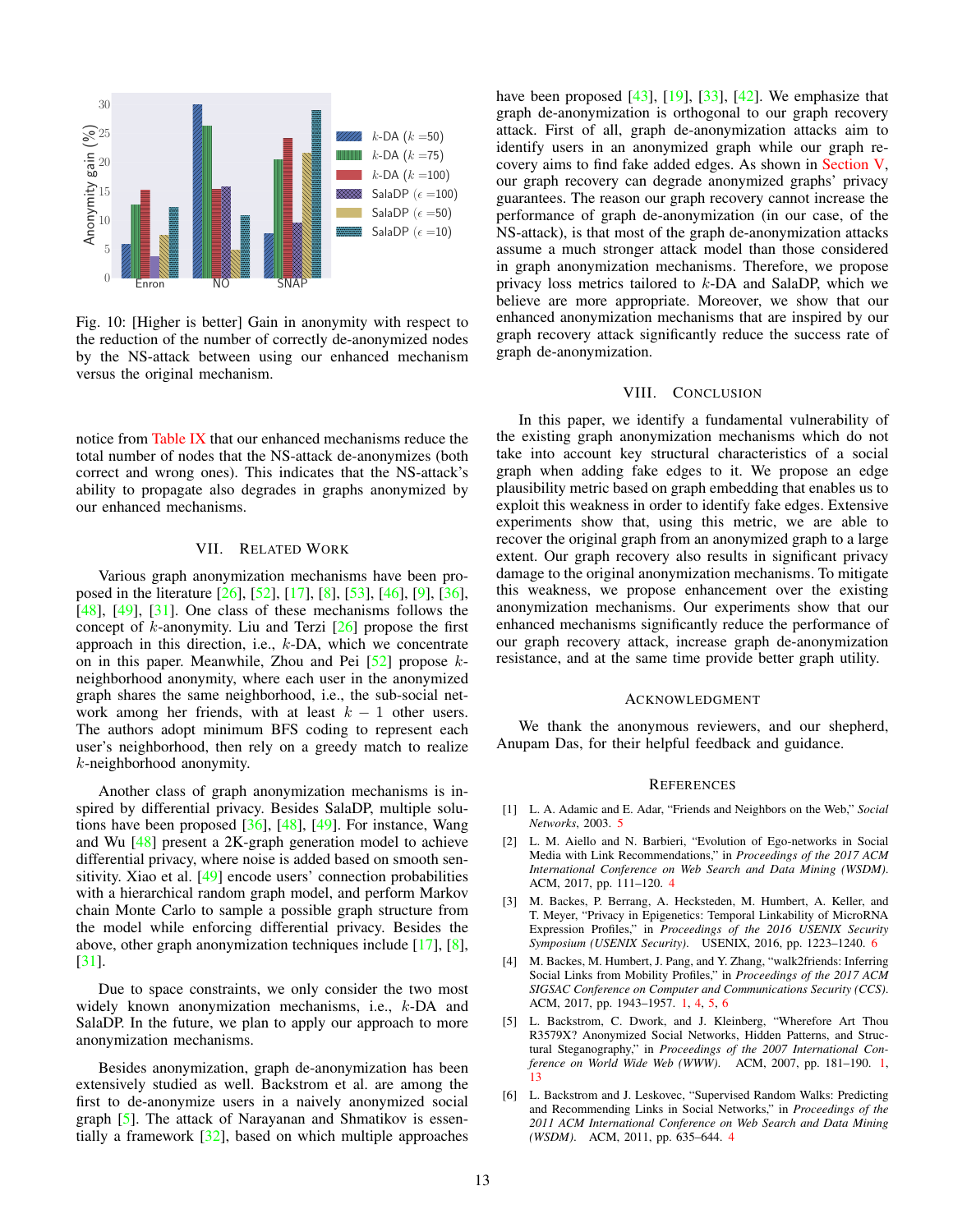Fig. 10: [Higher is better] Gain in anonymity with respect to the reduction of the number of correctly de-anonymized nodes by the NS-attack between using our enhanced mechanism versus the original mechanism.

notice from Table IX that our enhanced mechanisms reduce the total number of nodes that the NS-attack de-anonymizes (both correct and wrong ones). This indicates that the NS-attack's ability to propagate also degrades in graphs anonymized by our enhanced mechanisms.

## VII. Related Work

Various graph anonymization mechanisms have been proposed in the literature [26], [52], [17], [8], [53], [46], [9], [36], [48], [49], [31]. One class of these mechanisms follows the concept of $k$-anonymity. Liu and Terzi [26] propose the first approach in this direction, i.e., $k$-DA, which we concentrate on in this paper. Meanwhile, Zhou and Pei [52] propose $k$-neighborhood anonymity, where each user in the anonymized graph shares the same neighborhood, i.e., the sub-social network among her friends, with at least $k-1$ other users. The authors adopt minimum BFS coding to represent each user's neighborhood, then rely on a greedy match to realize $k$-neighborhood anonymity.

Another class of graph anonymization mechanisms is inspired by differential privacy. Besides SalaDP, multiple solutions have been proposed [36], [48], [49]. For instance, Wang and Wu [48] present a 2K-graph generation model to achieve differential privacy, where noise is added based on smooth sensitivity. Xiao et al. [49] encode users' connection probabilities with a hierarchical random graph model, and perform Markov chain Monte Carlo to sample a possible graph structure from the model while enforcing differential privacy. Besides the above, other graph anonymization techniques include [17], [8], [31].

Due to space constraints, we only consider the two most widely known anonymization mechanisms, i.e., $k$-DA and SalaDP. In the future, we plan to apply our approach to more anonymization mechanisms.

Besides anonymization, graph de-anonymization has been extensively studied as well. Backstrom et al. are among the first to de-anonymize users in a naively anonymized social graph [5]. The attack of Narayanan and Shmatikov is essentially a framework [32], based on which multiple approaches have been proposed [43], [19], [33], [42]. We emphasize that graph de-anonymization is orthogonal to our graph recovery attack. First of all, graph de-anonymization attacks aim to identify users in an anonymized graph while our graph recovery aims to find fake added edges. As shown in Section V, our graph recovery can degrade anonymized graphs' privacy guarantees. The reason our graph recovery cannot increase the performance of graph de-anonymization (in our case, of the NS-attack), is that most of the graph de-anonymization attacks assume a much stronger attack model than those considered in graph anonymization mechanisms. Therefore, we propose privacy loss metrics tailored to $k$-DA and SalaDP, which we believe are more appropriate. Moreover, we show that our enhanced anonymization mechanisms that are inspired by our graph recovery attack significantly reduce the success rate of graph de-anonymization.

## VIII. Conclusion

In this paper, we identify a fundamental vulnerability of the existing graph anonymization mechanisms which do not take into account key structural characteristics of a social graph when adding fake edges to it. We propose an edge plausibility metric based on graph embedding that enables us to exploit this weakness in order to identify fake edges. Extensive experiments show that, using this metric, we are able to recover the original graph from an anonymized graph to a large extent. Our graph recovery also results in significant privacy damage to the original anonymization mechanisms. To mitigate this weakness, we propose enhancement over the existing anonymization mechanisms. Our experiments show that our enhanced mechanisms significantly reduce the performance of our graph recovery attack, increase graph de-anonymization resistance, and at the same time provide better graph utility.

## Acknowledgment

We thank the anonymous reviewers, and our shepherd, Anupam Das, for their helpful feedback and guidance.

## References

[1] L. A. Adamic and E. Adar, "Friends and Neighbors on the Web," *Social Networks*, 2003. 5

[2] L. M. Aiello and N. Barbieri, "Evolution of Ego-networks in Social Media with Link Recommendations," in *Proceedings of the 2017 ACM International Conference on Web Search and Data Mining (WSDM)*. ACM, 2017, pp. 111–120. 4

[3] M. Backes, P. Berrang, A. Hecksteden, M. Humbert, A. Keller, and T. Meyer, "Privacy in Epigenetics: Temporal Linkability of MicroRNA Expression Profiles," in *Proceedings of the 2016 USENIX Security Symposium (USENIX Security)*. USENIX, 2016, pp. 1223–1240. 6

[4] M. Backes, M. Humbert, J. Pang, and Y. Zhang, "walk2friends: Inferring Social Links from Mobility Profiles," in *Proceedings of the 2017 ACM SIGSAC Conference on Computer and Communications Security (CCS)*. ACM, 2017, pp. 1943–1957. 1, 4, 5, 6

[5] L. Backstrom, C. Dwork, and J. Kleinberg, "Wherefore Art Thou R3579X? Anonymized Social Networks, Hidden Patterns, and Structural Steganography," in *Proceedings of the 2007 International Conference on World Wide Web (WWW)*. ACM, 2007, pp. 181–190. 1, 13

[6] L. Backstrom and J. Leskovec, "Supervised Random Walks: Predicting and Recommending Links in Social Networks," in *Proceedings of the 2011 ACM International Conference on Web Search and Data Mining (WSDM)*. ACM, 2011, pp. 635–644. 4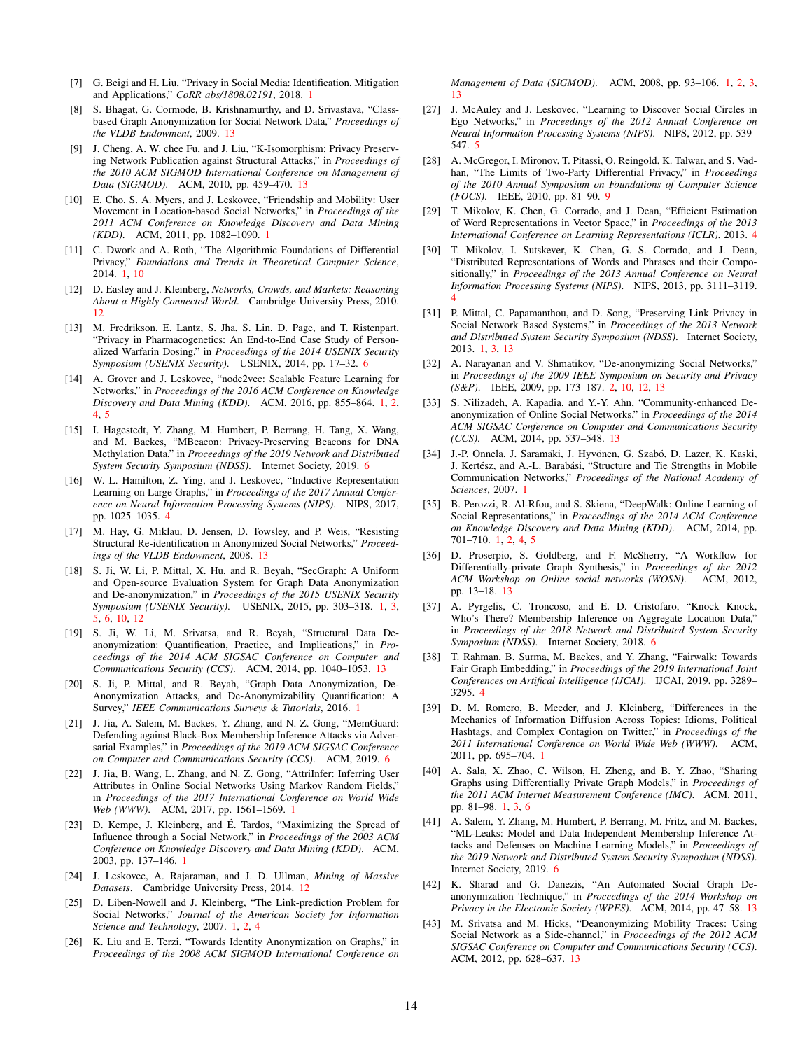[7] G. Beigi and H. Liu, "Privacy in Social Media: Identification, Mitigation and Applications," *CoRR abs/1808.02191*, 2018. 1

[8] S. Bhagat, G. Cormode, B. Krishnamurthy, and D. Srivastava, "Class-based Graph Anonymization for Social Network Data," *Proceedings of the VLDB Endowment*, 2009. 13

[9] J. Cheng, A. W. chee Fu, and J. Liu, "K-Isomorphism: Privacy Preserving Network Publication against Structural Attacks," in *Proceedings of the 2010 ACM SIGMOD International Conference on Management of Data (SIGMOD)*. ACM, 2010, pp. 459–470. 13

[10] E. Cho, S. A. Myers, and J. Leskovec, "Friendship and Mobility: User Movement in Location-based Social Networks," in *Proceedings of the 2011 ACM Conference on Knowledge Discovery and Data Mining (KDD)*. ACM, 2011, pp. 1082–1090. 1

[11] C. Dwork and A. Roth, "The Algorithmic Foundations of Differential Privacy," *Foundations and Trends in Theoretical Computer Science*, 2014. 1, 10

[12] D. Easley and J. Kleinberg, *Networks, Crowds, and Markets: Reasoning About a Highly Connected World*. Cambridge University Press, 2010. 12

[13] M. Fredrikson, E. Lantz, S. Jha, S. Lin, D. Page, and T. Ristenpart, "Privacy in Pharmacogenetics: An End-to-End Case Study of Personalized Warfarin Dosing," in *Proceedings of the 2014 USENIX Security Symposium (USENIX Security)*. USENIX, 2014, pp. 17–32. 6

[14] A. Grover and J. Leskovec, "node2vec: Scalable Feature Learning for Networks," in *Proceedings of the 2016 ACM Conference on Knowledge Discovery and Data Mining (KDD)*. ACM, 2016, pp. 855–864. 1, 2, 4, 5

[15] I. Hagestedt, Y. Zhang, M. Humbert, P. Berrang, H. Tang, X. Wang, and M. Backes, "MBeacon: Privacy-Preserving Beacons for DNA Methylation Data," in *Proceedings of the 2019 Network and Distributed System Security Symposium (NDSS)*. Internet Society, 2019. 6

[16] W. L. Hamilton, Z. Ying, and J. Leskovec, "Inductive Representation Learning on Large Graphs," in *Proceedings of the 2017 Annual Conference on Neural Information Processing Systems (NIPS)*. NIPS, 2017, pp. 1025–1035. 4

[17] M. Hay, G. Miklau, D. Jensen, D. Towsley, and P. Weis, "Resisting Structural Re-identification in Anonymized Social Networks," *Proceedings of the VLDB Endowment*, 2008. 13

[18] S. Ji, W. Li, P. Mittal, X. Hu, and R. Beyah, "SecGraph: A Uniform and Open-source Evaluation System for Graph Data Anonymization and De-anonymization," in *Proceedings of the 2015 USENIX Security Symposium (USENIX Security)*. USENIX, 2015, pp. 303–318. 1, 3, 5, 6, 10, 12

[19] S. Ji, W. Li, M. Srivatsa, and R. Beyah, "Structural Data De-anonymization: Quantification, Practice, and Implications," in *Proceedings of the 2014 ACM SIGSAC Conference on Computer and Communications Security (CCS)*. ACM, 2014, pp. 1040–1053. 13

[20] S. Ji, P. Mittal, and R. Beyah, "Graph Data Anonymization, De-Anonymization Attacks, and De-Anonymizability Quantification: A Survey," *IEEE Communications Surveys & Tutorials*, 2016. 1

[21] J. Jia, A. Salem, M. Backes, Y. Zhang, and N. Z. Gong, "MemGuard: Defending against Black-Box Membership Inference Attacks via Adversarial Examples," in *Proceedings of the 2019 ACM SIGSAC Conference on Computer and Communications Security (CCS)*. ACM, 2019. 6

[22] J. Jia, B. Wang, L. Zhang, and N. Z. Gong, "AttriInfer: Inferring User Attributes in Online Social Networks Using Markov Random Fields," in *Proceedings of the 2017 International Conference on World Wide Web (WWW)*. ACM, 2017, pp. 1561–1569. 1

[23] D. Kempe, J. Kleinberg, and É. Tardos, "Maximizing the Spread of Influence through a Social Network," in *Proceedings of the 2003 ACM Conference on Knowledge Discovery and Data Mining (KDD)*. ACM, 2003, pp. 137–146. 1

[24] J. Leskovec, A. Rajaraman, and J. D. Ullman, *Mining of Massive Datasets*. Cambridge University Press, 2014. 12

[25] D. Liben-Nowell and J. Kleinberg, "The Link-prediction Problem for Social Networks," *Journal of the American Society for Information Science and Technology*, 2007. 1, 2, 4

[26] K. Liu and E. Terzi, "Towards Identity Anonymization on Graphs," in *Proceedings of the 2008 ACM SIGMOD International Conference on Management of Data (SIGMOD)*. ACM, 2008, pp. 93–106. 1, 2, 3, 13

[27] J. McAuley and J. Leskovec, "Learning to Discover Social Circles in Ego Networks," in *Proceedings of the 2012 Annual Conference on Neural Information Processing Systems (NIPS)*. NIPS, 2012, pp. 539–547. 5

[28] A. McGregor, I. Mironov, T. Pitassi, O. Reingold, K. Talwar, and S. Vadhan, "The Limits of Two-Party Differential Privacy," in *Proceedings of the 2010 Annual Symposium on Foundations of Computer Science (FOCS)*. IEEE, 2010, pp. 81–90. 9

[29] T. Mikolov, K. Chen, G. Corrado, and J. Dean, "Efficient Estimation of Word Representations in Vector Space," in *Proceedings of the 2013 International Conference on Learning Representations (ICLR)*, 2013. 4

[30] T. Mikolov, I. Sutskever, K. Chen, G. S. Corrado, and J. Dean, "Distributed Representations of Words and Phrases and their Compositionally," in *Proceedings of the 2013 Annual Conference on Neural Information Processing Systems (NIPS)*. NIPS, 2013, pp. 3111–3119. 4

[31] P. Mittal, C. Papamanthou, and D. Song, "Preserving Link Privacy in Social Network Based Systems," in *Proceedings of the 2013 Network and Distributed System Security Symposium (NDSS)*. Internet Society, 2013. 1, 3, 13

[32] A. Narayanan and V. Shmatikov, "De-anonymizing Social Networks," in *Proceedings of the 2009 IEEE Symposium on Security and Privacy (S&P)*. IEEE, 2009, pp. 173–187. 2, 10, 12, 13

[33] S. Nilizadeh, A. Kapadia, and Y.-Y. Ahn, "Community-enhanced De-anonymization of Online Social Networks," in *Proceedings of the 2014 ACM SIGSAC Conference on Computer and Communications Security (CCS)*. ACM, 2014, pp. 537–548. 13

[34] J.-P. Onnela, J. Saramäki, J. Hyvönen, G. Szabó, D. Lazer, K. Kaski, J. Kertész, and A.-L. Barabási, "Structure and Tie Strengths in Mobile Communication Networks," *Proceedings of the National Academy of Sciences*, 2007. 1

[35] B. Perozzi, R. Al-Rfou, and S. Skiena, "DeepWalk: Online Learning of Social Representations," in *Proceedings of the 2014 ACM Conference on Knowledge Discovery and Data Mining (KDD)*. ACM, 2014, pp. 701–710. 1, 2, 4, 5

[36] D. Proserpio, S. Goldberg, and F. McSherry, "A Workflow for Differentially-private Graph Synthesis," in *Proceedings of the 2012 ACM Workshop on Online social networks (WOSN)*. ACM, 2012, pp. 13–18. 13

[37] A. Pyrgelis, C. Troncoso, and E. D. Cristofaro, "Knock Knock, Who's There? Membership Inference on Aggregate Location Data," in *Proceedings of the 2018 Network and Distributed System Security Symposium (NDSS)*. Internet Society, 2018. 6

[38] T. Rahman, B. Surma, M. Backes, and Y. Zhang, "Fairwalk: Towards Fair Graph Embedding," in *Proceedings of the 2019 International Joint Conferences on Artifical Intelligence (IJCAI)*. IJCAI, 2019, pp. 3289–3295. 4

[39] D. M. Romero, B. Meeder, and J. Kleinberg, "Differences in the Mechanics of Information Diffusion Across Topics: Idioms, Political Hashtags, and Complex Contagion on Twitter," in *Proceedings of the 2011 International Conference on World Wide Web (WWW)*. ACM, 2011, pp. 695–704. 1

[40] A. Sala, X. Zhao, C. Wilson, H. Zheng, and B. Y. Zhao, "Sharing Graphs using Differentially Private Graph Models," in *Proceedings of the 2011 ACM Internet Measurement Conference (IMC)*. ACM, 2011, pp. 81–98. 1, 3, 6

[41] A. Salem, Y. Zhang, M. Humbert, P. Berrang, M. Fritz, and M. Backes, "ML-Leaks: Model and Data Independent Membership Inference Attacks and Defenses on Machine Learning Models," in *Proceedings of the 2019 Network and Distributed System Security Symposium (NDSS)*. Internet Society, 2019. 6

[42] K. Sharad and G. Danezis, "An Automated Social Graph De-anonymization Technique," in *Proceedings of the 2014 Workshop on Privacy in the Electronic Society (WPES)*. ACM, 2014, pp. 47–58. 13

[43] M. Srivatsa and M. Hicks, "Deanonymizing Mobility Traces: Using Social Network as a Side-channel," in *Proceedings of the 2012 ACM SIGSAC Conference on Computer and Communications Security (CCS)*. ACM, 2012, pp. 628–637. 13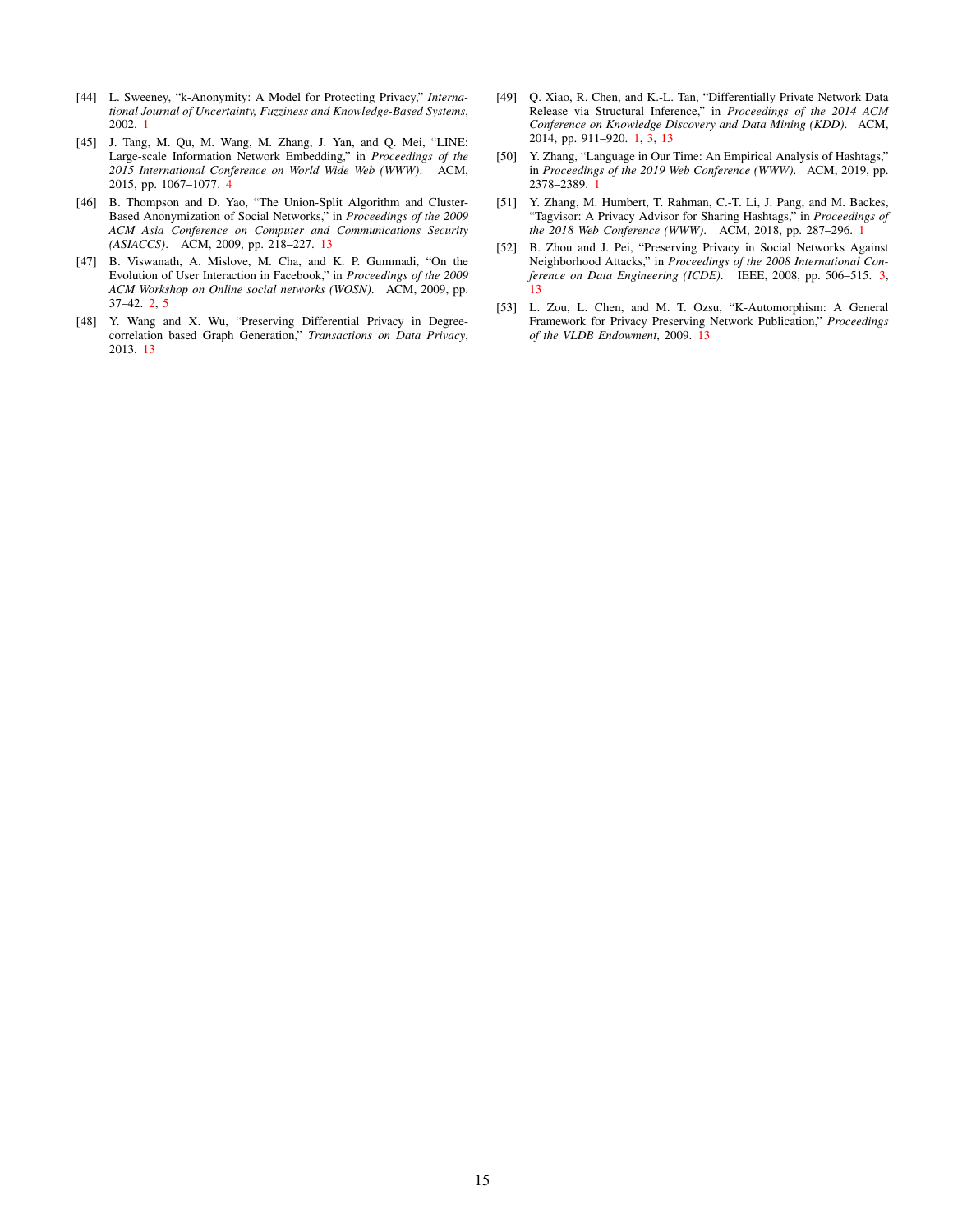[44] L. Sweeney, "k-Anonymity: A Model for Protecting Privacy," *International Journal of Uncertainty, Fuzziness and Knowledge-Based Systems*, 2002. 1

[45] J. Tang, M. Qu, M. Wang, M. Zhang, J. Yan, and Q. Mei, "LINE: Large-scale Information Network Embedding," in *Proceedings of the 2015 International Conference on World Wide Web (WWW)*. ACM, 2015, pp. 1067–1077. 4

[46] B. Thompson and D. Yao, "The Union-Split Algorithm and Cluster-Based Anonymization of Social Networks," in *Proceedings of the 2009 ACM Asia Conference on Computer and Communications Security (ASIACCS)*. ACM, 2009, pp. 218–227. 13

[47] B. Viswanath, A. Mislove, M. Cha, and K. P. Gummadi, "On the Evolution of User Interaction in Facebook," in *Proceedings of the 2009 ACM Workshop on Online social networks (WOSN)*. ACM, 2009, pp. 37–42. 2, 5

[48] Y. Wang and X. Wu, "Preserving Differential Privacy in Degree-correlation based Graph Generation," *Transactions on Data Privacy*, 2013. 13

[49] Q. Xiao, R. Chen, and K.-L. Tan, "Differentially Private Network Data Release via Structural Inference," in *Proceedings of the 2014 ACM Conference on Knowledge Discovery and Data Mining (KDD)*. ACM, 2014, pp. 911–920. 1, 3, 13

[50] Y. Zhang, "Language in Our Time: An Empirical Analysis of Hashtags," in *Proceedings of the 2019 Web Conference (WWW)*. ACM, 2019, pp. 2378–2389. 1

[51] Y. Zhang, M. Humbert, T. Rahman, C.-T. Li, J. Pang, and M. Backes, "Tagvisor: A Privacy Advisor for Sharing Hashtags," in *Proceedings of the 2018 Web Conference (WWW)*. ACM, 2018, pp. 287–296. 1

[52] B. Zhou and J. Pei, "Preserving Privacy in Social Networks Against Neighborhood Attacks," in *Proceedings of the 2008 International Conference on Data Engineering (ICDE)*. IEEE, 2008, pp. 506–515. 3, 13

[53] L. Zou, L. Chen, and M. T. Ozsu, "K-Automorphism: A General Framework for Privacy Preserving Network Publication," *Proceedings of the VLDB Endowment*, 2009. 13